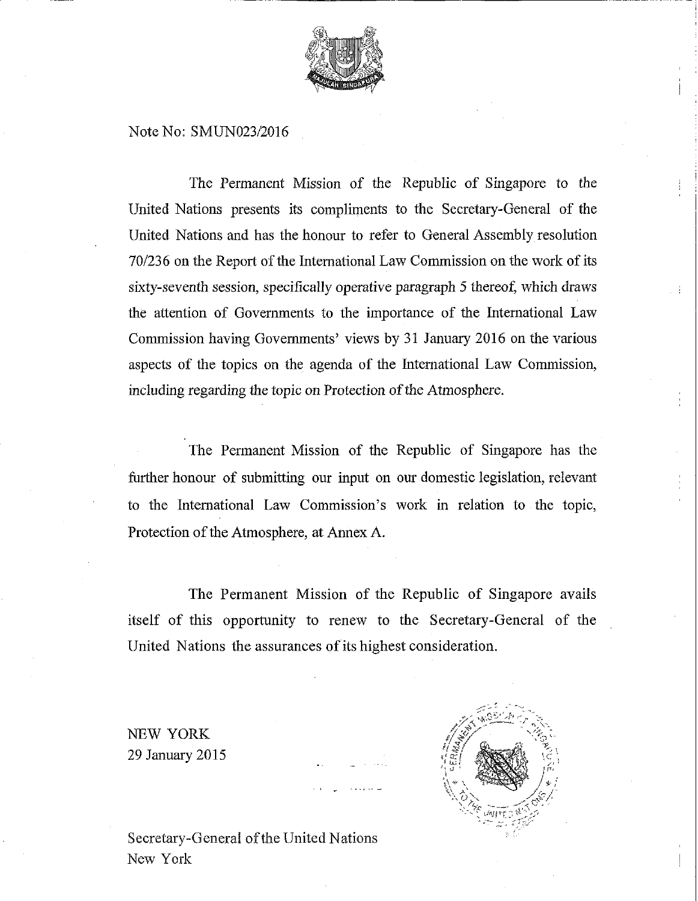Note No: SMUN023/2016

The Permanent Mission of the Republic of Singapore to the United Nations presents its compliments to the Secretary-General of the United Nations and has the honour to refer to General Assembly resolution 70/236 on the Report of the International Law Commission on the work of its sixty-seventh session, specifically operative paragraph 5 thereof, which draws the attention of Governments to the importance of the International Law Commission having Governments' views by 31 January 2016 on the various aspects of the topics on the agenda of the International Law Commission, including regarding the topic on Protection of the Atmosphere.

The Permanent Mission of the Republic of Singapore has the further honour of submitting our input on our domestic legislation, relevant to the International Law Commission's work in relation to the topic, Protection of the Atmosphere, at Annex A.

The Permanent Mission of the Republic of Singapore avails itself of this opportunity to renew to the Secretary-General of the United Nations the assurances of its highest consideration.

NEW YORK
29 January 2015

Secretary-General of the United Nations
New York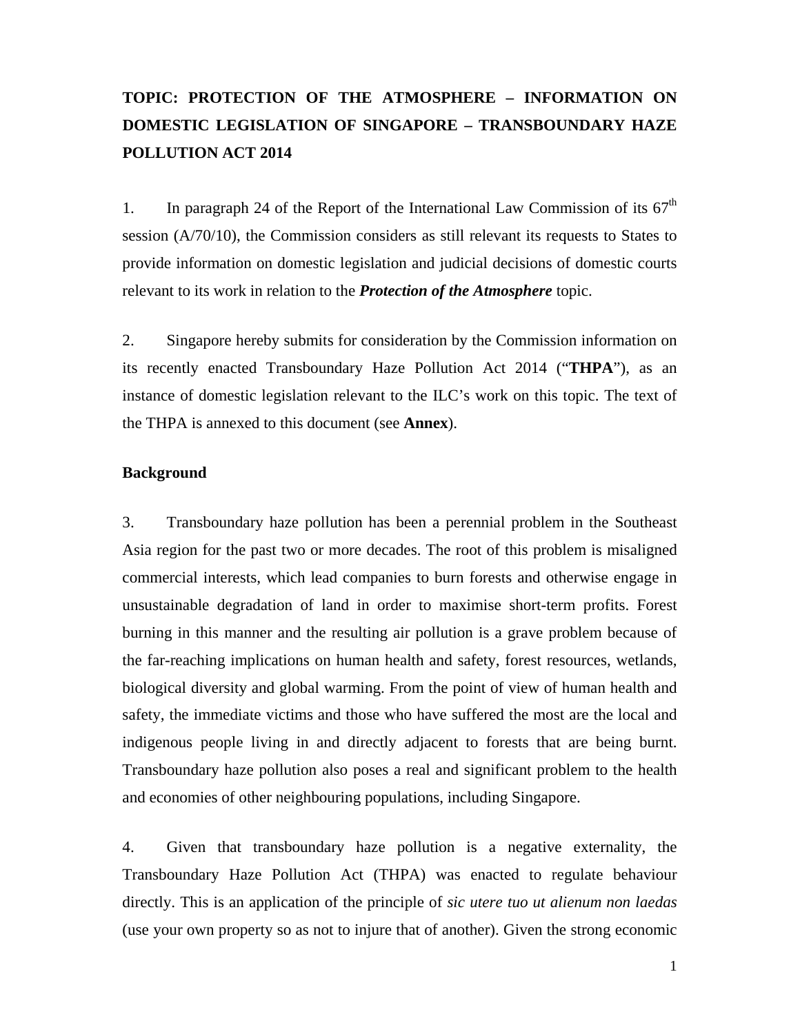**TOPIC: PROTECTION OF THE ATMOSPHERE – INFORMATION ON DOMESTIC LEGISLATION OF SINGAPORE – TRANSBOUNDARY HAZE POLLUTION ACT 2014**

1. In paragraph 24 of the Report of the International Law Commission of its 67th session (A/70/10), the Commission considers as still relevant its requests to States to provide information on domestic legislation and judicial decisions of domestic courts relevant to its work in relation to the ***Protection of the Atmosphere*** topic.

2. Singapore hereby submits for consideration by the Commission information on its recently enacted Transboundary Haze Pollution Act 2014 ("**THPA**"), as an instance of domestic legislation relevant to the ILC's work on this topic. The text of the THPA is annexed to this document (see **Annex**).

**Background**

3. Transboundary haze pollution has been a perennial problem in the Southeast Asia region for the past two or more decades. The root of this problem is misaligned commercial interests, which lead companies to burn forests and otherwise engage in unsustainable degradation of land in order to maximise short-term profits. Forest burning in this manner and the resulting air pollution is a grave problem because of the far-reaching implications on human health and safety, forest resources, wetlands, biological diversity and global warming. From the point of view of human health and safety, the immediate victims and those who have suffered the most are the local and indigenous people living in and directly adjacent to forests that are being burnt. Transboundary haze pollution also poses a real and significant problem to the health and economies of other neighbouring populations, including Singapore.

4. Given that transboundary haze pollution is a negative externality, the Transboundary Haze Pollution Act (THPA) was enacted to regulate behaviour directly. This is an application of the principle of *sic utere tuo ut alienum non laedas* (use your own property so as not to injure that of another). Given the strong economic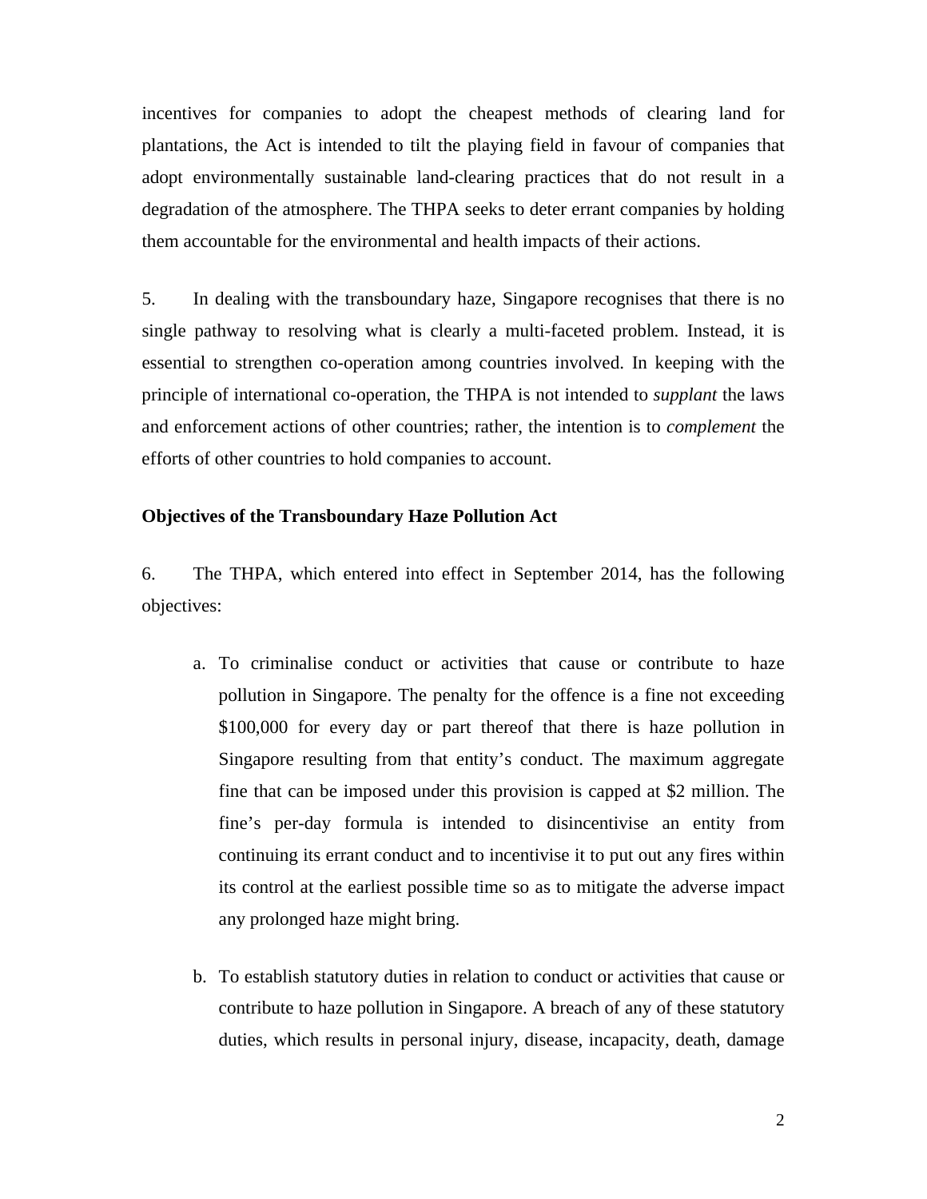incentives for companies to adopt the cheapest methods of clearing land for plantations, the Act is intended to tilt the playing field in favour of companies that adopt environmentally sustainable land-clearing practices that do not result in a degradation of the atmosphere. The THPA seeks to deter errant companies by holding them accountable for the environmental and health impacts of their actions.

5. In dealing with the transboundary haze, Singapore recognises that there is no single pathway to resolving what is clearly a multi-faceted problem. Instead, it is essential to strengthen co-operation among countries involved. In keeping with the principle of international co-operation, the THPA is not intended to *supplant* the laws and enforcement actions of other countries; rather, the intention is to *complement* the efforts of other countries to hold companies to account.

**Objectives of the Transboundary Haze Pollution Act**

6. The THPA, which entered into effect in September 2014, has the following objectives:

a. To criminalise conduct or activities that cause or contribute to haze pollution in Singapore. The penalty for the offence is a fine not exceeding $100,000 for every day or part thereof that there is haze pollution in Singapore resulting from that entity's conduct. The maximum aggregate fine that can be imposed under this provision is capped at $2 million. The fine's per-day formula is intended to disincentivise an entity from continuing its errant conduct and to incentivise it to put out any fires within its control at the earliest possible time so as to mitigate the adverse impact any prolonged haze might bring.

b. To establish statutory duties in relation to conduct or activities that cause or contribute to haze pollution in Singapore. A breach of any of these statutory duties, which results in personal injury, disease, incapacity, death, damage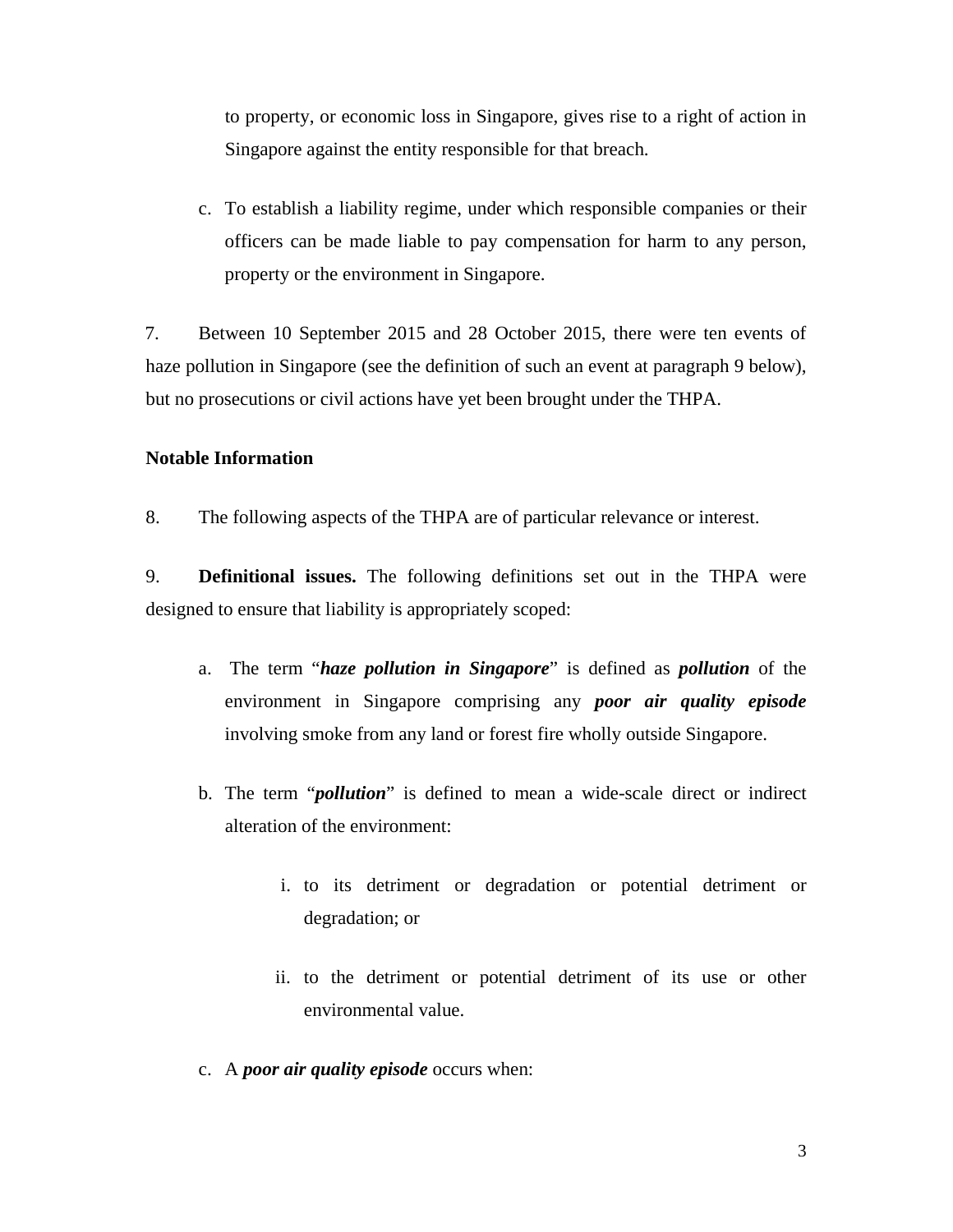to property, or economic loss in Singapore, gives rise to a right of action in Singapore against the entity responsible for that breach.

c. To establish a liability regime, under which responsible companies or their officers can be made liable to pay compensation for harm to any person, property or the environment in Singapore.

7. Between 10 September 2015 and 28 October 2015, there were ten events of haze pollution in Singapore (see the definition of such an event at paragraph 9 below), but no prosecutions or civil actions have yet been brought under the THPA.

**Notable Information**

8. The following aspects of the THPA are of particular relevance or interest.

9. **Definitional issues.** The following definitions set out in the THPA were designed to ensure that liability is appropriately scoped:

a. The term "***haze pollution in Singapore***" is defined as ***pollution*** of the environment in Singapore comprising any ***poor air quality episode*** involving smoke from any land or forest fire wholly outside Singapore.

b. The term "***pollution***" is defined to mean a wide-scale direct or indirect alteration of the environment:

   i. to its detriment or degradation or potential detriment or degradation; or

   ii. to the detriment or potential detriment of its use or other environmental value.

c. A ***poor air quality episode*** occurs when: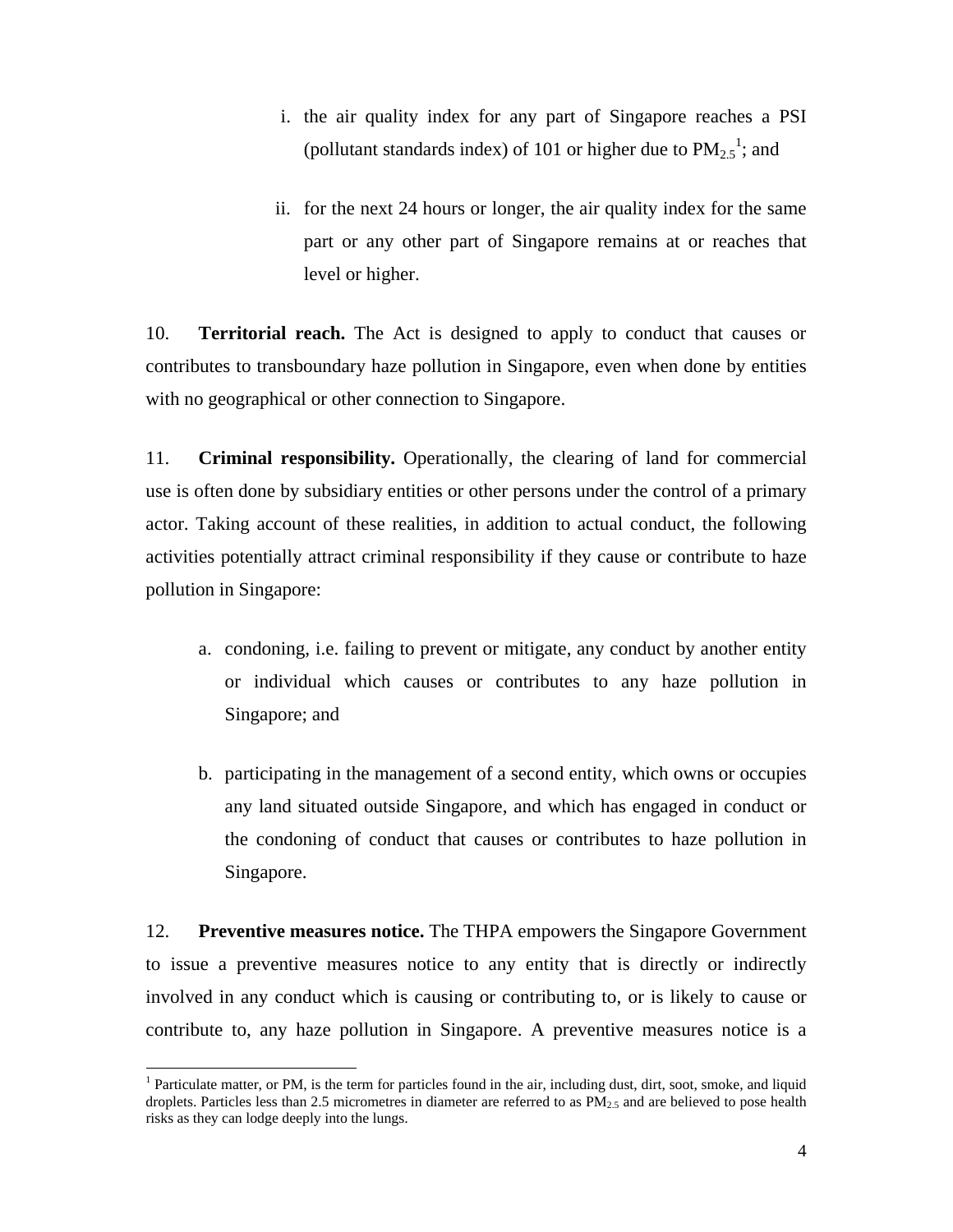i. the air quality index for any part of Singapore reaches a PSI (pollutant standards index) of 101 or higher due to $PM_{2.5}$[1]; and

ii. for the next 24 hours or longer, the air quality index for the same part or any other part of Singapore remains at or reaches that level or higher.

10. **Territorial reach.** The Act is designed to apply to conduct that causes or contributes to transboundary haze pollution in Singapore, even when done by entities with no geographical or other connection to Singapore.

11. **Criminal responsibility.** Operationally, the clearing of land for commercial use is often done by subsidiary entities or other persons under the control of a primary actor. Taking account of these realities, in addition to actual conduct, the following activities potentially attract criminal responsibility if they cause or contribute to haze pollution in Singapore:

a. condoning, i.e. failing to prevent or mitigate, any conduct by another entity or individual which causes or contributes to any haze pollution in Singapore; and

b. participating in the management of a second entity, which owns or occupies any land situated outside Singapore, and which has engaged in conduct or the condoning of conduct that causes or contributes to haze pollution in Singapore.

12. **Preventive measures notice.** The THPA empowers the Singapore Government to issue a preventive measures notice to any entity that is directly or indirectly involved in any conduct which is causing or contributing to, or is likely to cause or contribute to, any haze pollution in Singapore. A preventive measures notice is a

[1] Particulate matter, or PM, is the term for particles found in the air, including dust, dirt, soot, smoke, and liquid droplets. Particles less than 2.5 micrometres in diameter are referred to as $PM_{2.5}$ and are believed to pose health risks as they can lodge deeply into the lungs.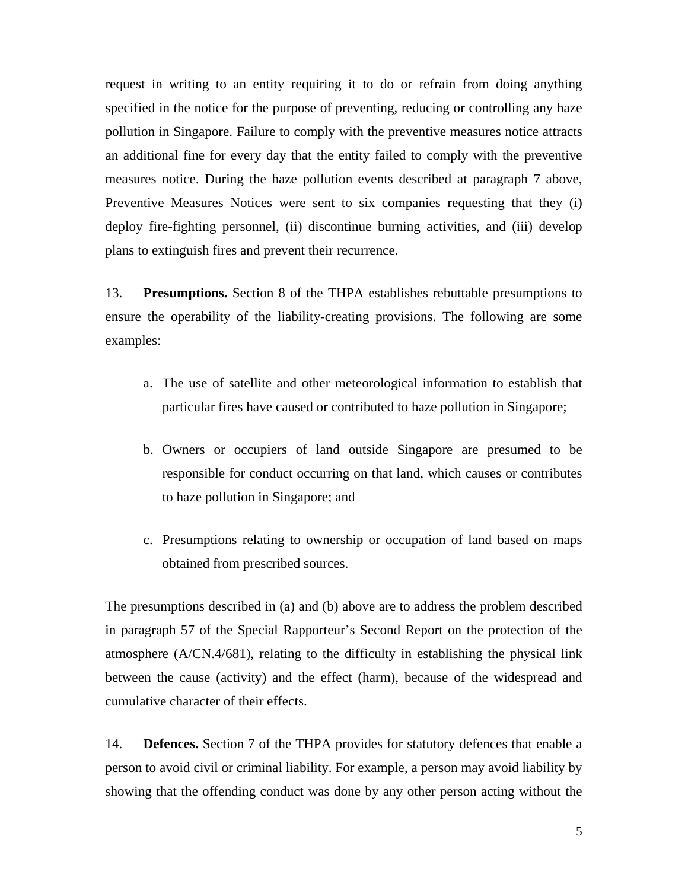request in writing to an entity requiring it to do or refrain from doing anything specified in the notice for the purpose of preventing, reducing or controlling any haze pollution in Singapore. Failure to comply with the preventive measures notice attracts an additional fine for every day that the entity failed to comply with the preventive measures notice. During the haze pollution events described at paragraph 7 above, Preventive Measures Notices were sent to six companies requesting that they (i) deploy fire-fighting personnel, (ii) discontinue burning activities, and (iii) develop plans to extinguish fires and prevent their recurrence.

13. **Presumptions.** Section 8 of the THPA establishes rebuttable presumptions to ensure the operability of the liability-creating provisions. The following are some examples:

a. The use of satellite and other meteorological information to establish that particular fires have caused or contributed to haze pollution in Singapore;

b. Owners or occupiers of land outside Singapore are presumed to be responsible for conduct occurring on that land, which causes or contributes to haze pollution in Singapore; and

c. Presumptions relating to ownership or occupation of land based on maps obtained from prescribed sources.

The presumptions described in (a) and (b) above are to address the problem described in paragraph 57 of the Special Rapporteur's Second Report on the protection of the atmosphere (A/CN.4/681), relating to the difficulty in establishing the physical link between the cause (activity) and the effect (harm), because of the widespread and cumulative character of their effects.

14. **Defences.** Section 7 of the THPA provides for statutory defences that enable a person to avoid civil or criminal liability. For example, a person may avoid liability by showing that the offending conduct was done by any other person acting without the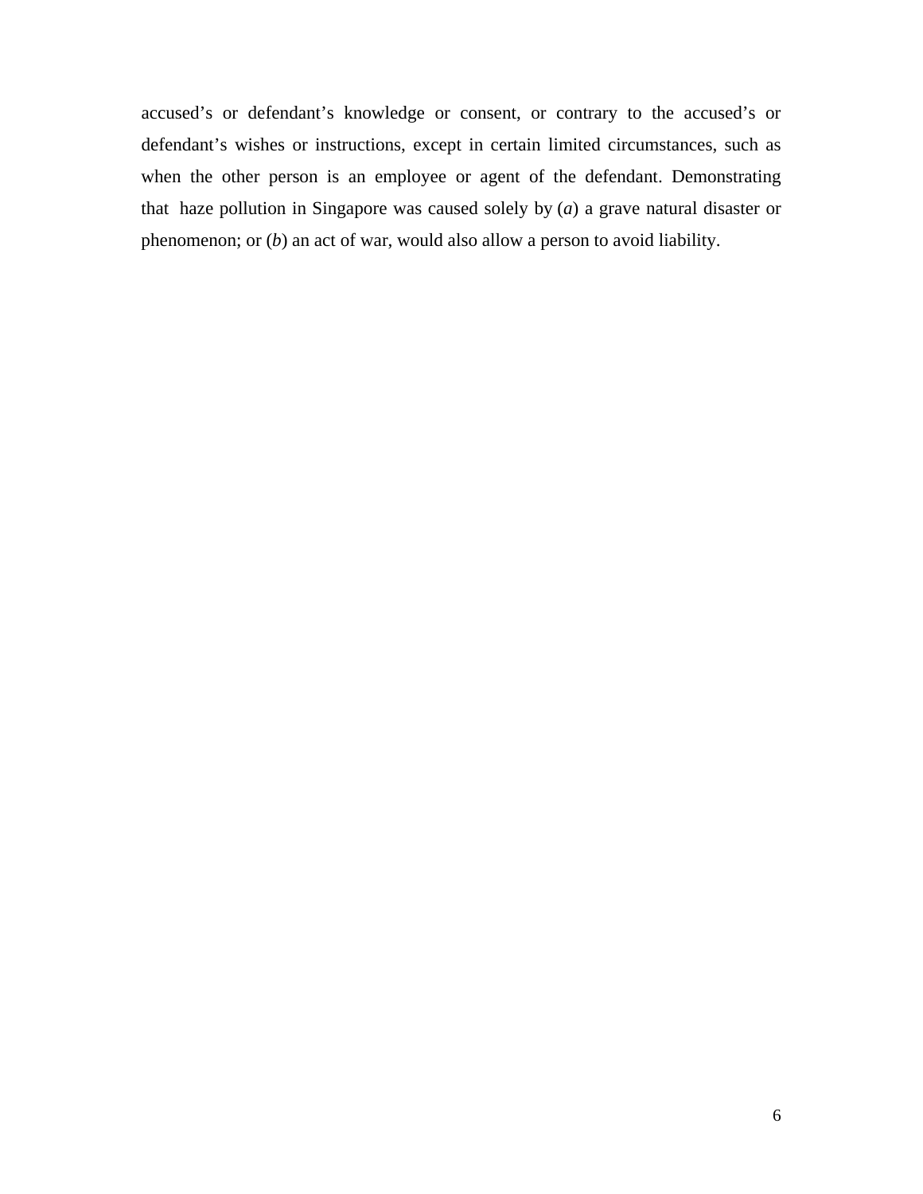accused's or defendant's knowledge or consent, or contrary to the accused's or defendant's wishes or instructions, except in certain limited circumstances, such as when the other person is an employee or agent of the defendant. Demonstrating that haze pollution in Singapore was caused solely by (*a*) a grave natural disaster or phenomenon; or (*b*) an act of war, would also allow a person to avoid liability.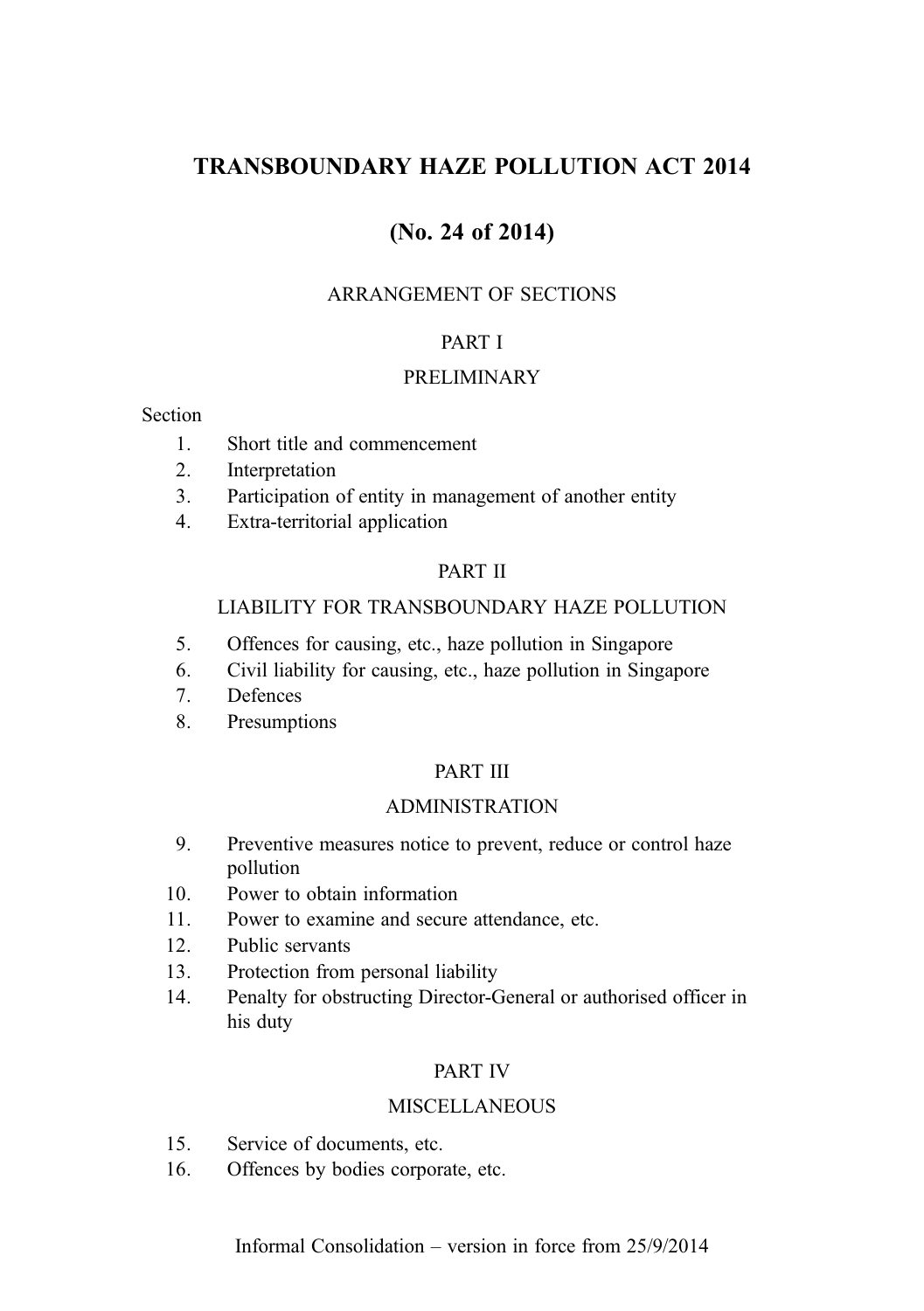# TRANSBOUNDARY HAZE POLLUTION ACT 2014

## (No. 24 of 2014)

ARRANGEMENT OF SECTIONS

PART I

PRELIMINARY

Section

1. Short title and commencement
2. Interpretation
3. Participation of entity in management of another entity
4. Extra-territorial application

PART II

LIABILITY FOR TRANSBOUNDARY HAZE POLLUTION

5. Offences for causing, etc., haze pollution in Singapore
6. Civil liability for causing, etc., haze pollution in Singapore
7. Defences
8. Presumptions

PART III

ADMINISTRATION

9. Preventive measures notice to prevent, reduce or control haze pollution
10. Power to obtain information
11. Power to examine and secure attendance, etc.
12. Public servants
13. Protection from personal liability
14. Penalty for obstructing Director-General or authorised officer in his duty

PART IV

MISCELLANEOUS

15. Service of documents, etc.
16. Offences by bodies corporate, etc.

Informal Consolidation – version in force from 25/9/2014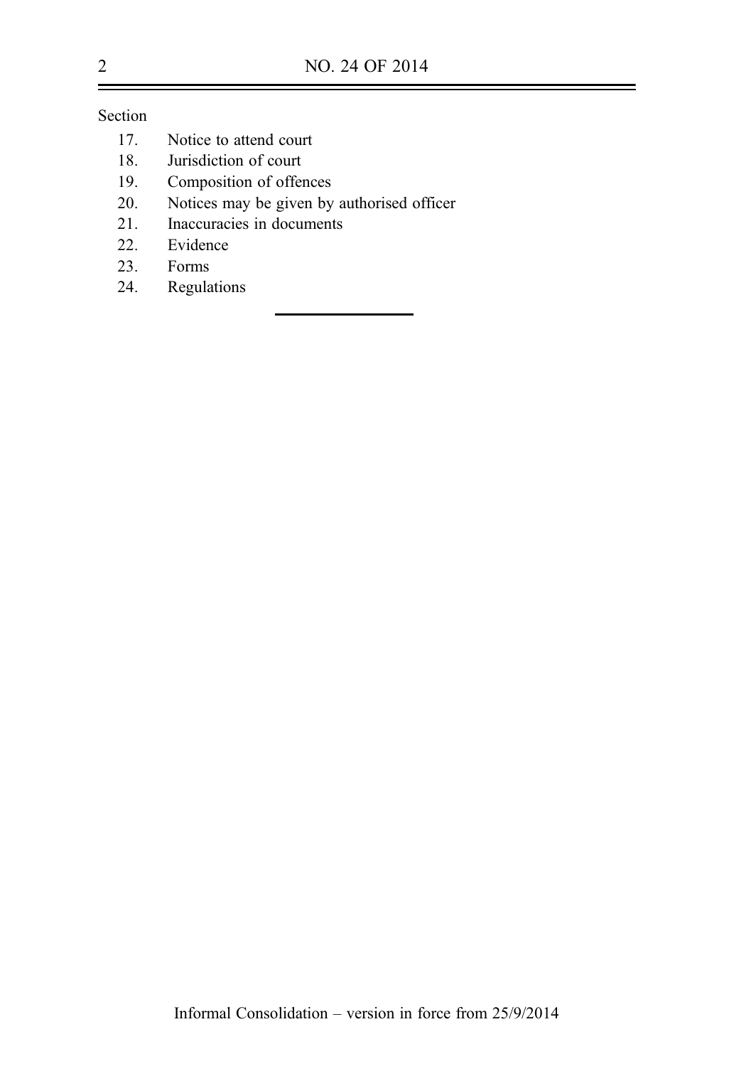Section

17. Notice to attend court
18. Jurisdiction of court
19. Composition of offences
20. Notices may be given by authorised officer
21. Inaccuracies in documents
22. Evidence
23. Forms
24. Regulations

---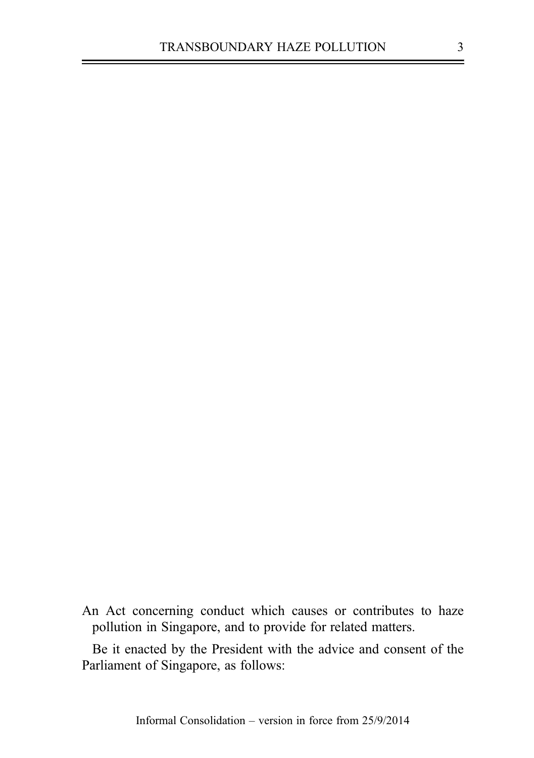An Act concerning conduct which causes or contributes to haze pollution in Singapore, and to provide for related matters.

Be it enacted by the President with the advice and consent of the Parliament of Singapore, as follows: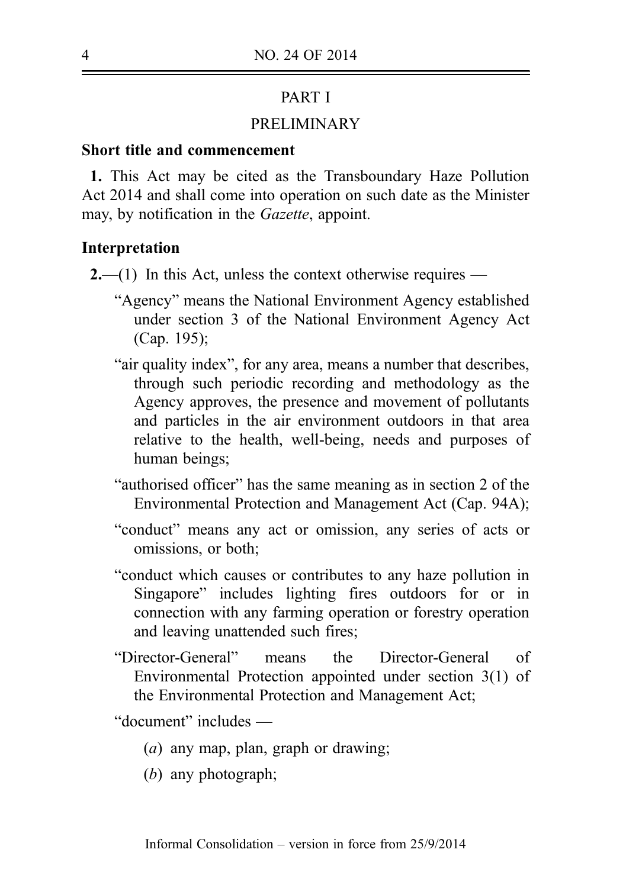# PART I

## PRELIMINARY

### Short title and commencement

**1.** This Act may be cited as the Transboundary Haze Pollution Act 2014 and shall come into operation on such date as the Minister may, by notification in the *Gazette*, appoint.

### Interpretation

**2.**—(1) In this Act, unless the context otherwise requires —

"Agency" means the National Environment Agency established under section 3 of the National Environment Agency Act (Cap. 195);

"air quality index", for any area, means a number that describes, through such periodic recording and methodology as the Agency approves, the presence and movement of pollutants and particles in the air environment outdoors in that area relative to the health, well-being, needs and purposes of human beings;

"authorised officer" has the same meaning as in section 2 of the Environmental Protection and Management Act (Cap. 94A);

"conduct" means any act or omission, any series of acts or omissions, or both;

"conduct which causes or contributes to any haze pollution in Singapore" includes lighting fires outdoors for or in connection with any farming operation or forestry operation and leaving unattended such fires;

"Director-General" means the Director-General of Environmental Protection appointed under section 3(1) of the Environmental Protection and Management Act;

"document" includes —

(*a*) any map, plan, graph or drawing;

(*b*) any photograph;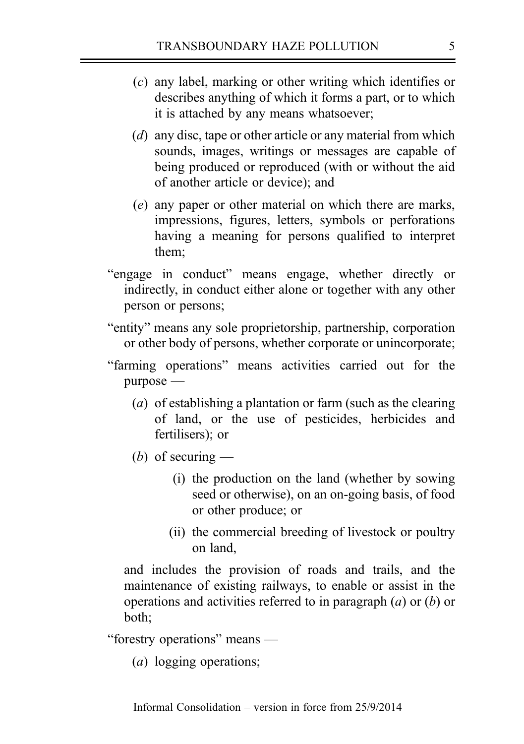(*c*) any label, marking or other writing which identifies or describes anything of which it forms a part, or to which it is attached by any means whatsoever;

(*d*) any disc, tape or other article or any material from which sounds, images, writings or messages are capable of being produced or reproduced (with or without the aid of another article or device); and

(*e*) any paper or other material on which there are marks, impressions, figures, letters, symbols or perforations having a meaning for persons qualified to interpret them;

"engage in conduct" means engage, whether directly or indirectly, in conduct either alone or together with any other person or persons;

"entity" means any sole proprietorship, partnership, corporation or other body of persons, whether corporate or unincorporate;

"farming operations" means activities carried out for the purpose —

(*a*) of establishing a plantation or farm (such as the clearing of land, or the use of pesticides, herbicides and fertilisers); or

(*b*) of securing —

(i) the production on the land (whether by sowing seed or otherwise), on an on-going basis, of food or other produce; or

(ii) the commercial breeding of livestock or poultry on land,

and includes the provision of roads and trails, and the maintenance of existing railways, to enable or assist in the operations and activities referred to in paragraph (*a*) or (*b*) or both;

"forestry operations" means —

(*a*) logging operations;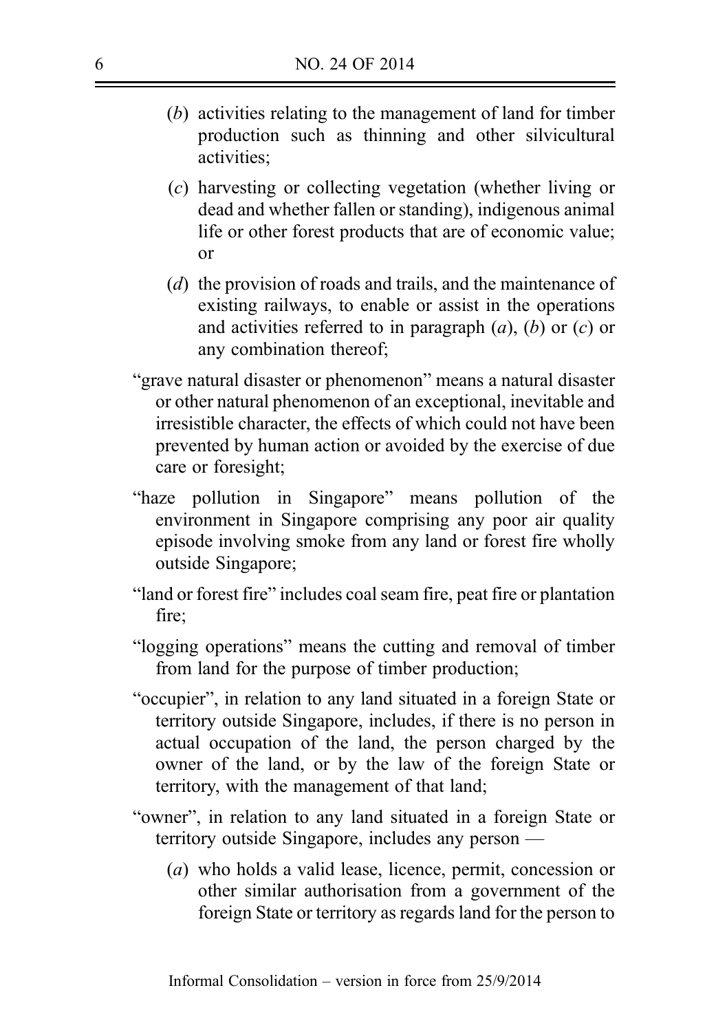(*b*) activities relating to the management of land for timber production such as thinning and other silvicultural activities;

(*c*) harvesting or collecting vegetation (whether living or dead and whether fallen or standing), indigenous animal life or other forest products that are of economic value; or

(*d*) the provision of roads and trails, and the maintenance of existing railways, to enable or assist in the operations and activities referred to in paragraph (*a*), (*b*) or (*c*) or any combination thereof;

"grave natural disaster or phenomenon" means a natural disaster or other natural phenomenon of an exceptional, inevitable and irresistible character, the effects of which could not have been prevented by human action or avoided by the exercise of due care or foresight;

"haze pollution in Singapore" means pollution of the environment in Singapore comprising any poor air quality episode involving smoke from any land or forest fire wholly outside Singapore;

"land or forest fire" includes coal seam fire, peat fire or plantation fire;

"logging operations" means the cutting and removal of timber from land for the purpose of timber production;

"occupier", in relation to any land situated in a foreign State or territory outside Singapore, includes, if there is no person in actual occupation of the land, the person charged by the owner of the land, or by the law of the foreign State or territory, with the management of that land;

"owner", in relation to any land situated in a foreign State or territory outside Singapore, includes any person —

(*a*) who holds a valid lease, licence, permit, concession or other similar authorisation from a government of the foreign State or territory as regards land for the person to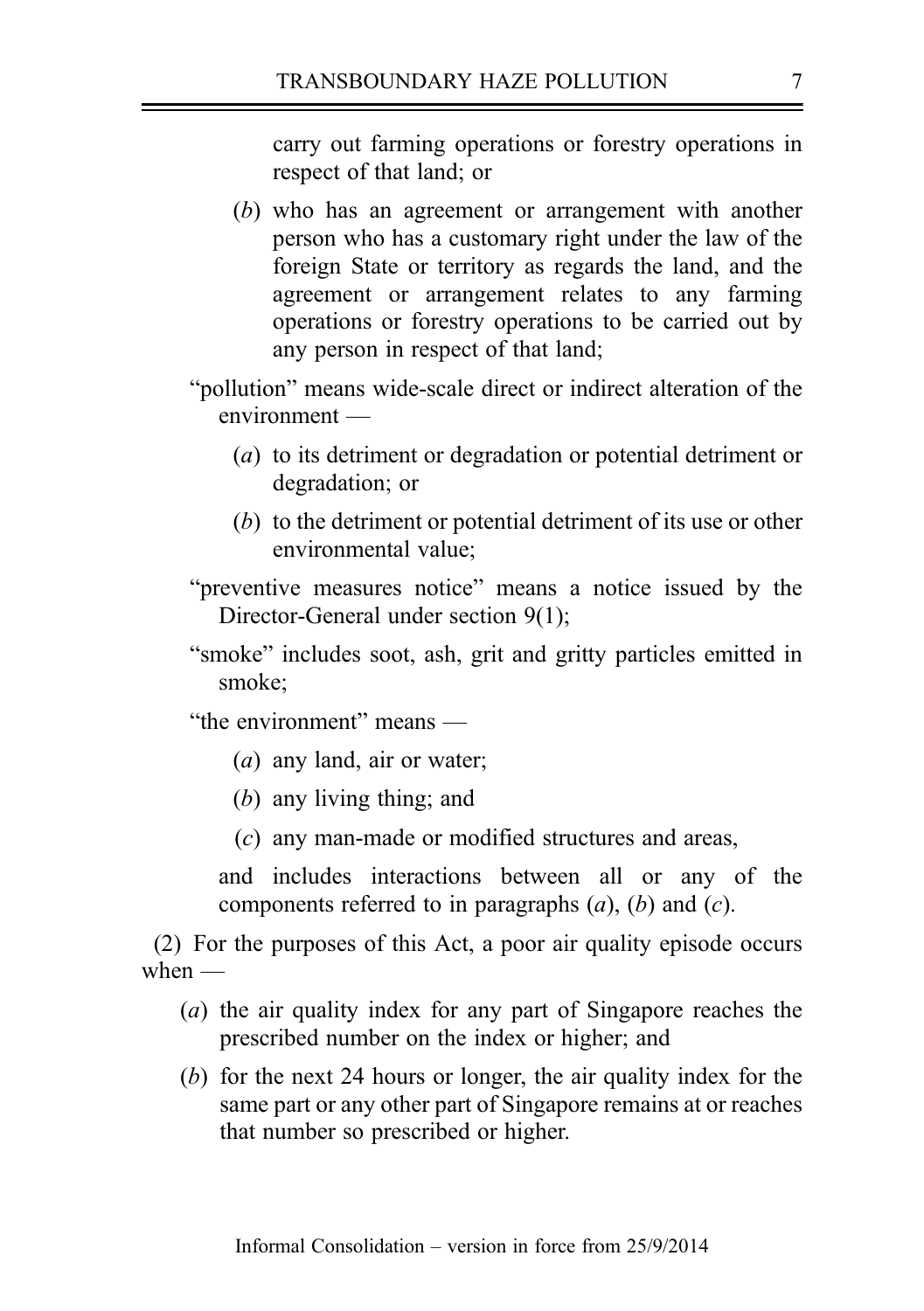carry out farming operations or forestry operations in respect of that land; or

(*b*) who has an agreement or arrangement with another person who has a customary right under the law of the foreign State or territory as regards the land, and the agreement or arrangement relates to any farming operations or forestry operations to be carried out by any person in respect of that land;

"pollution" means wide-scale direct or indirect alteration of the environment —

(*a*) to its detriment or degradation or potential detriment or degradation; or

(*b*) to the detriment or potential detriment of its use or other environmental value;

"preventive measures notice" means a notice issued by the Director-General under section 9(1);

"smoke" includes soot, ash, grit and gritty particles emitted in smoke;

"the environment" means —

(*a*) any land, air or water;

(*b*) any living thing; and

(*c*) any man-made or modified structures and areas,

and includes interactions between all or any of the components referred to in paragraphs (*a*), (*b*) and (*c*).

(2) For the purposes of this Act, a poor air quality episode occurs when —

(*a*) the air quality index for any part of Singapore reaches the prescribed number on the index or higher; and

(*b*) for the next 24 hours or longer, the air quality index for the same part or any other part of Singapore remains at or reaches that number so prescribed or higher.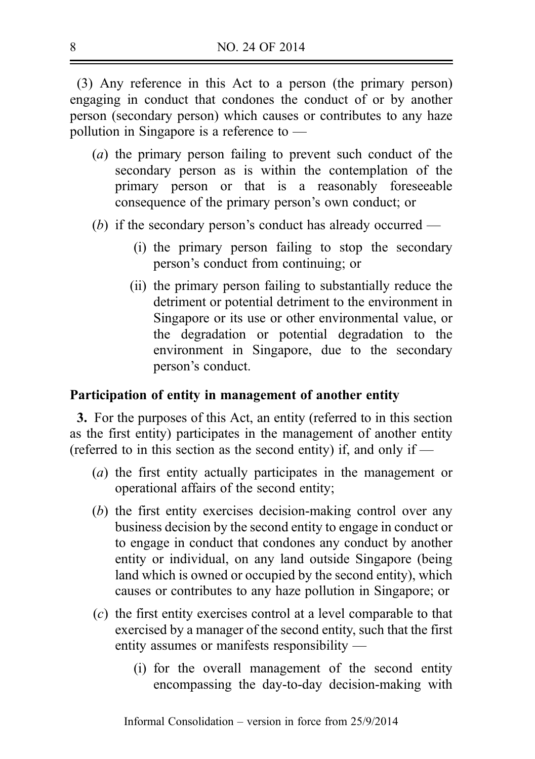(3) Any reference in this Act to a person (the primary person) engaging in conduct that condones the conduct of or by another person (secondary person) which causes or contributes to any haze pollution in Singapore is a reference to —

(*a*) the primary person failing to prevent such conduct of the secondary person as is within the contemplation of the primary person or that is a reasonably foreseeable consequence of the primary person's own conduct; or

(*b*) if the secondary person's conduct has already occurred —

(i) the primary person failing to stop the secondary person's conduct from continuing; or

(ii) the primary person failing to substantially reduce the detriment or potential detriment to the environment in Singapore or its use or other environmental value, or the degradation or potential degradation to the environment in Singapore, due to the secondary person's conduct.

**Participation of entity in management of another entity**

**3.** For the purposes of this Act, an entity (referred to in this section as the first entity) participates in the management of another entity (referred to in this section as the second entity) if, and only if —

(*a*) the first entity actually participates in the management or operational affairs of the second entity;

(*b*) the first entity exercises decision-making control over any business decision by the second entity to engage in conduct or to engage in conduct that condones any conduct by another entity or individual, on any land outside Singapore (being land which is owned or occupied by the second entity), which causes or contributes to any haze pollution in Singapore; or

(*c*) the first entity exercises control at a level comparable to that exercised by a manager of the second entity, such that the first entity assumes or manifests responsibility —

(i) for the overall management of the second entity encompassing the day-to-day decision-making with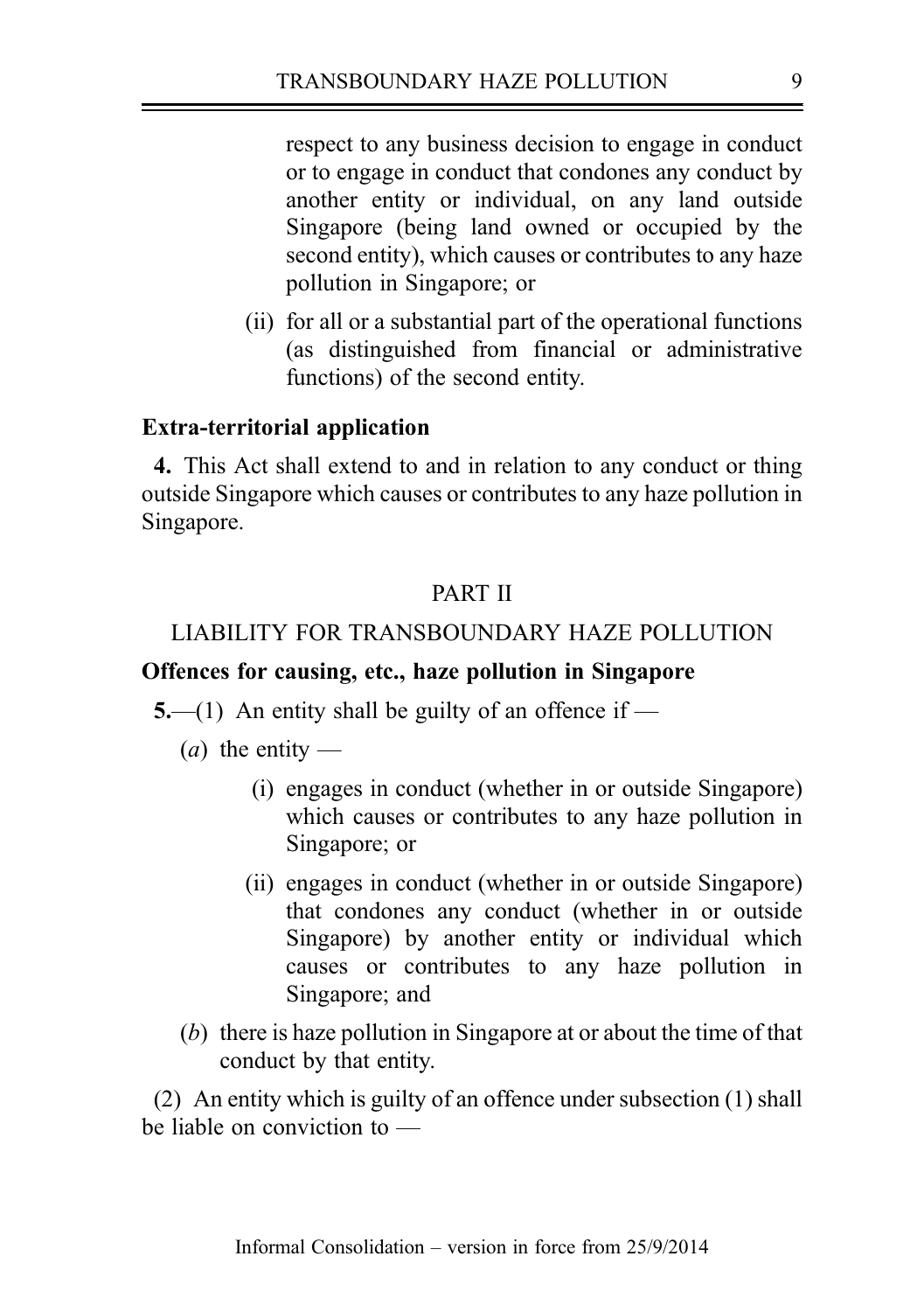respect to any business decision to engage in conduct or to engage in conduct that condones any conduct by another entity or individual, on any land outside Singapore (being land owned or occupied by the second entity), which causes or contributes to any haze pollution in Singapore; or

(ii) for all or a substantial part of the operational functions (as distinguished from financial or administrative functions) of the second entity.

**Extra-territorial application**

**4.** This Act shall extend to and in relation to any conduct or thing outside Singapore which causes or contributes to any haze pollution in Singapore.

PART II

LIABILITY FOR TRANSBOUNDARY HAZE POLLUTION

**Offences for causing, etc., haze pollution in Singapore**

**5.**—(1) An entity shall be guilty of an offence if —

(*a*) the entity —

(i) engages in conduct (whether in or outside Singapore) which causes or contributes to any haze pollution in Singapore; or

(ii) engages in conduct (whether in or outside Singapore) that condones any conduct (whether in or outside Singapore) by another entity or individual which causes or contributes to any haze pollution in Singapore; and

(*b*) there is haze pollution in Singapore at or about the time of that conduct by that entity.

(2) An entity which is guilty of an offence under subsection (1) shall be liable on conviction to —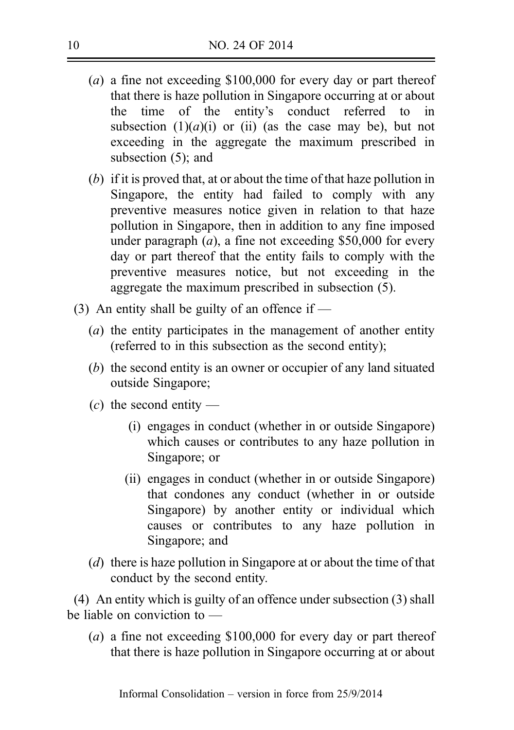(*a*) a fine not exceeding $100,000 for every day or part thereof that there is haze pollution in Singapore occurring at or about the time of the entity's conduct referred to in subsection (1)(*a*)(i) or (ii) (as the case may be), but not exceeding in the aggregate the maximum prescribed in subsection (5); and

(*b*) if it is proved that, at or about the time of that haze pollution in Singapore, the entity had failed to comply with any preventive measures notice given in relation to that haze pollution in Singapore, then in addition to any fine imposed under paragraph (*a*), a fine not exceeding $50,000 for every day or part thereof that the entity fails to comply with the preventive measures notice, but not exceeding in the aggregate the maximum prescribed in subsection (5).

(3) An entity shall be guilty of an offence if —

(*a*) the entity participates in the management of another entity (referred to in this subsection as the second entity);

(*b*) the second entity is an owner or occupier of any land situated outside Singapore;

(*c*) the second entity —

(i) engages in conduct (whether in or outside Singapore) which causes or contributes to any haze pollution in Singapore; or

(ii) engages in conduct (whether in or outside Singapore) that condones any conduct (whether in or outside Singapore) by another entity or individual which causes or contributes to any haze pollution in Singapore; and

(*d*) there is haze pollution in Singapore at or about the time of that conduct by the second entity.

(4) An entity which is guilty of an offence under subsection (3) shall be liable on conviction to —

(*a*) a fine not exceeding $100,000 for every day or part thereof that there is haze pollution in Singapore occurring at or about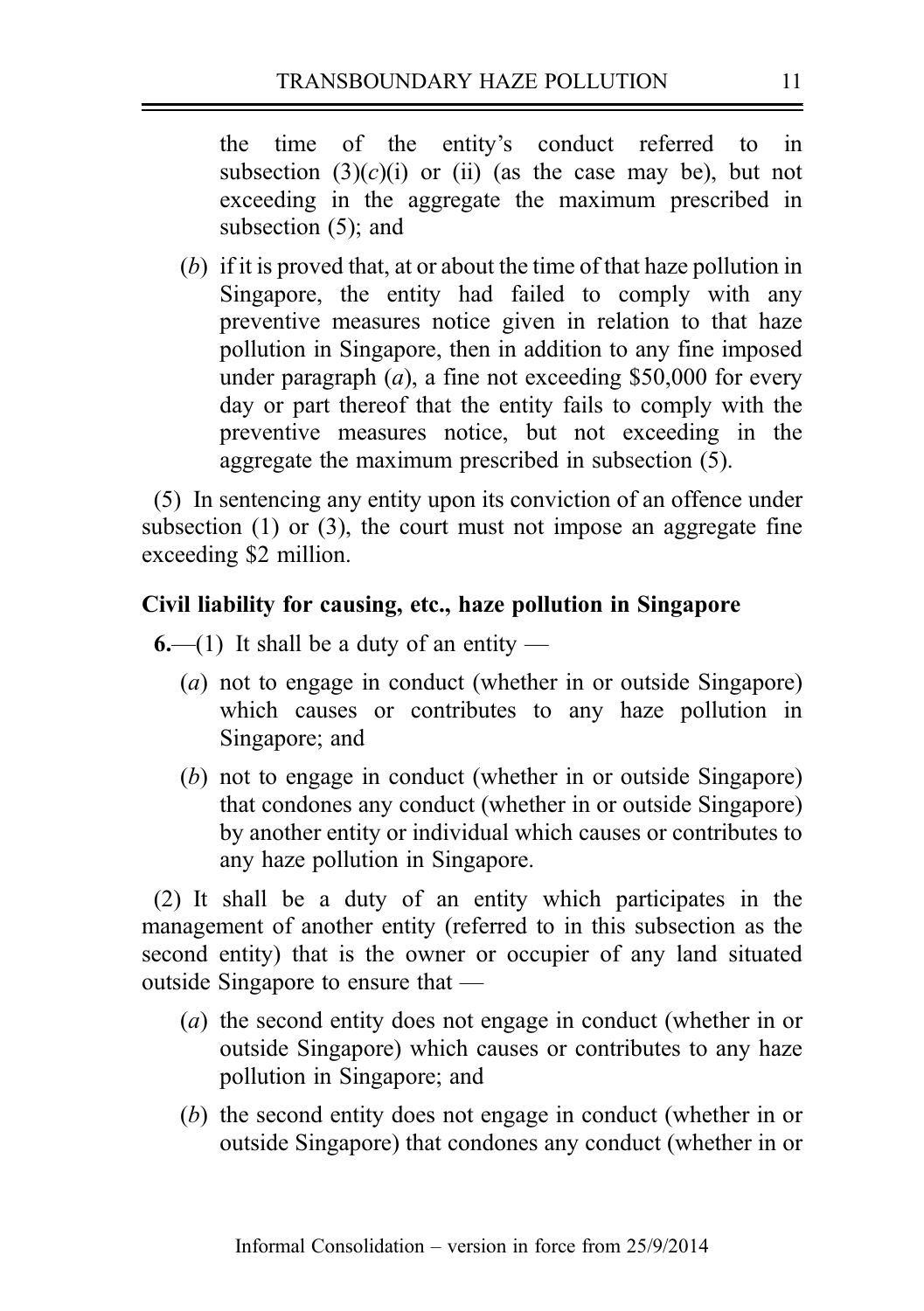the time of the entity's conduct referred to in subsection (3)(*c*)(i) or (ii) (as the case may be), but not exceeding in the aggregate the maximum prescribed in subsection (5); and

(*b*) if it is proved that, at or about the time of that haze pollution in Singapore, the entity had failed to comply with any preventive measures notice given in relation to that haze pollution in Singapore, then in addition to any fine imposed under paragraph (*a*), a fine not exceeding $50,000 for every day or part thereof that the entity fails to comply with the preventive measures notice, but not exceeding in the aggregate the maximum prescribed in subsection (5).

(5) In sentencing any entity upon its conviction of an offence under subsection (1) or (3), the court must not impose an aggregate fine exceeding $2 million.

**Civil liability for causing, etc., haze pollution in Singapore**

**6.**—(1) It shall be a duty of an entity —

(*a*) not to engage in conduct (whether in or outside Singapore) which causes or contributes to any haze pollution in Singapore; and

(*b*) not to engage in conduct (whether in or outside Singapore) that condones any conduct (whether in or outside Singapore) by another entity or individual which causes or contributes to any haze pollution in Singapore.

(2) It shall be a duty of an entity which participates in the management of another entity (referred to in this subsection as the second entity) that is the owner or occupier of any land situated outside Singapore to ensure that —

(*a*) the second entity does not engage in conduct (whether in or outside Singapore) which causes or contributes to any haze pollution in Singapore; and

(*b*) the second entity does not engage in conduct (whether in or outside Singapore) that condones any conduct (whether in or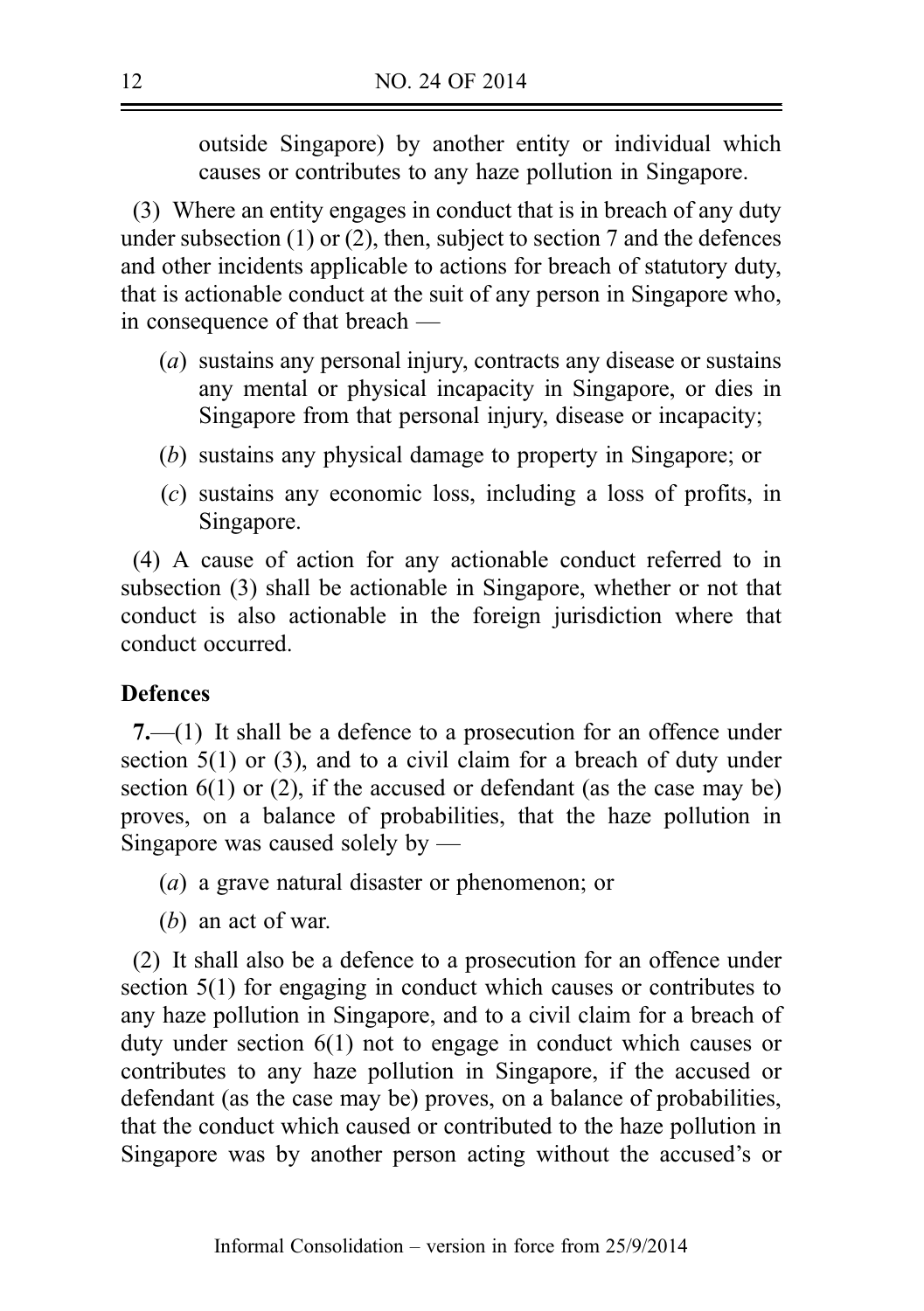outside Singapore) by another entity or individual which causes or contributes to any haze pollution in Singapore.

(3) Where an entity engages in conduct that is in breach of any duty under subsection (1) or (2), then, subject to section 7 and the defences and other incidents applicable to actions for breach of statutory duty, that is actionable conduct at the suit of any person in Singapore who, in consequence of that breach —

(*a*) sustains any personal injury, contracts any disease or sustains any mental or physical incapacity in Singapore, or dies in Singapore from that personal injury, disease or incapacity;

(*b*) sustains any physical damage to property in Singapore; or

(*c*) sustains any economic loss, including a loss of profits, in Singapore.

(4) A cause of action for any actionable conduct referred to in subsection (3) shall be actionable in Singapore, whether or not that conduct is also actionable in the foreign jurisdiction where that conduct occurred.

**Defences**

**7.**—(1) It shall be a defence to a prosecution for an offence under section 5(1) or (3), and to a civil claim for a breach of duty under section 6(1) or (2), if the accused or defendant (as the case may be) proves, on a balance of probabilities, that the haze pollution in Singapore was caused solely by —

(*a*) a grave natural disaster or phenomenon; or

(*b*) an act of war.

(2) It shall also be a defence to a prosecution for an offence under section 5(1) for engaging in conduct which causes or contributes to any haze pollution in Singapore, and to a civil claim for a breach of duty under section 6(1) not to engage in conduct which causes or contributes to any haze pollution in Singapore, if the accused or defendant (as the case may be) proves, on a balance of probabilities, that the conduct which caused or contributed to the haze pollution in Singapore was by another person acting without the accused's or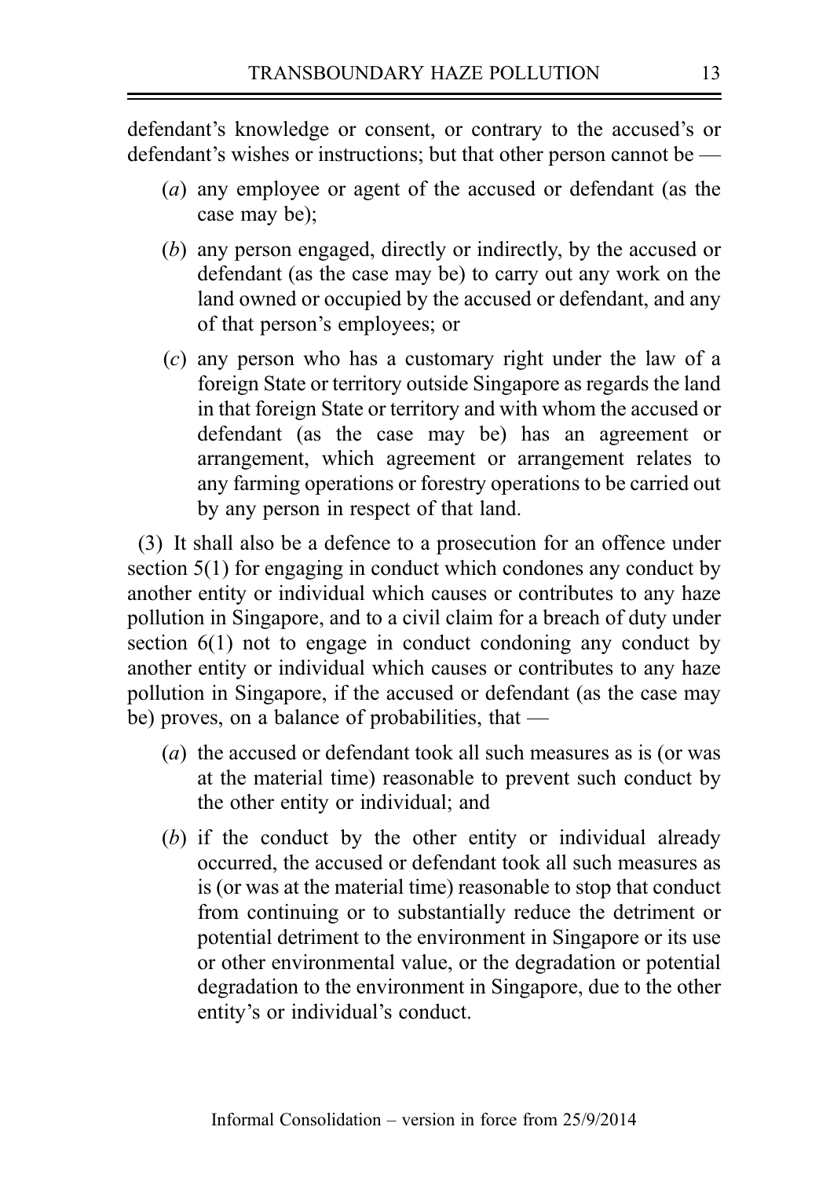defendant's knowledge or consent, or contrary to the accused's or defendant's wishes or instructions; but that other person cannot be —

(*a*) any employee or agent of the accused or defendant (as the case may be);

(*b*) any person engaged, directly or indirectly, by the accused or defendant (as the case may be) to carry out any work on the land owned or occupied by the accused or defendant, and any of that person's employees; or

(*c*) any person who has a customary right under the law of a foreign State or territory outside Singapore as regards the land in that foreign State or territory and with whom the accused or defendant (as the case may be) has an agreement or arrangement, which agreement or arrangement relates to any farming operations or forestry operations to be carried out by any person in respect of that land.

(3) It shall also be a defence to a prosecution for an offence under section 5(1) for engaging in conduct which condones any conduct by another entity or individual which causes or contributes to any haze pollution in Singapore, and to a civil claim for a breach of duty under section 6(1) not to engage in conduct condoning any conduct by another entity or individual which causes or contributes to any haze pollution in Singapore, if the accused or defendant (as the case may be) proves, on a balance of probabilities, that —

(*a*) the accused or defendant took all such measures as is (or was at the material time) reasonable to prevent such conduct by the other entity or individual; and

(*b*) if the conduct by the other entity or individual already occurred, the accused or defendant took all such measures as is (or was at the material time) reasonable to stop that conduct from continuing or to substantially reduce the detriment or potential detriment to the environment in Singapore or its use or other environmental value, or the degradation or potential degradation to the environment in Singapore, due to the other entity's or individual's conduct.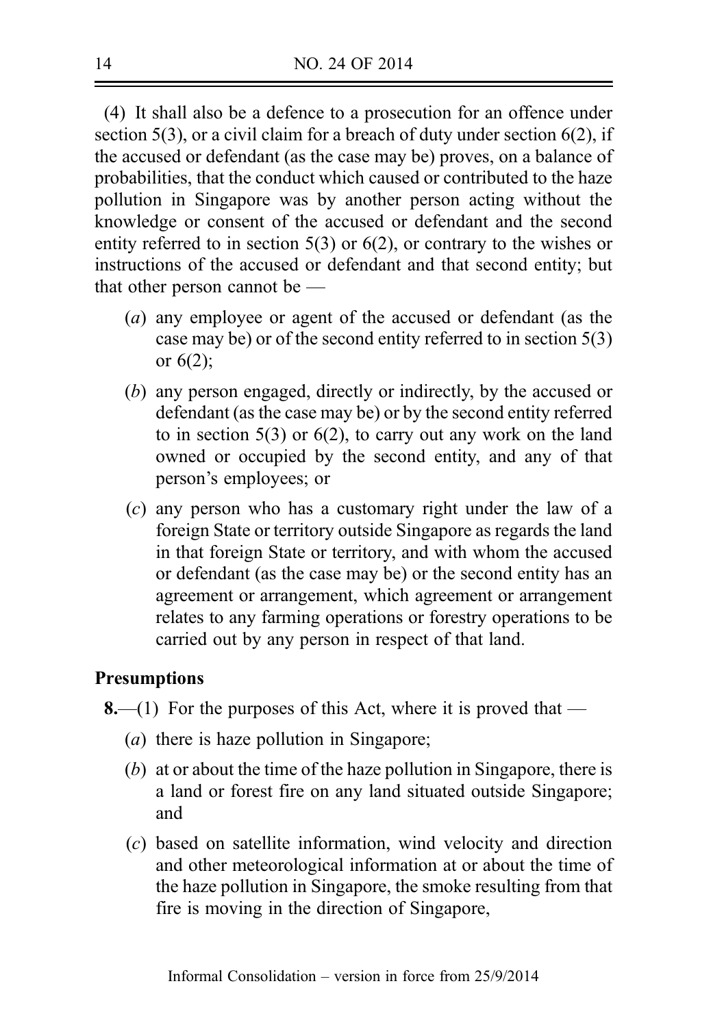(4) It shall also be a defence to a prosecution for an offence under section 5(3), or a civil claim for a breach of duty under section 6(2), if the accused or defendant (as the case may be) proves, on a balance of probabilities, that the conduct which caused or contributed to the haze pollution in Singapore was by another person acting without the knowledge or consent of the accused or defendant and the second entity referred to in section 5(3) or 6(2), or contrary to the wishes or instructions of the accused or defendant and that second entity; but that other person cannot be —

(*a*) any employee or agent of the accused or defendant (as the case may be) or of the second entity referred to in section 5(3) or 6(2);

(*b*) any person engaged, directly or indirectly, by the accused or defendant (as the case may be) or by the second entity referred to in section 5(3) or 6(2), to carry out any work on the land owned or occupied by the second entity, and any of that person's employees; or

(*c*) any person who has a customary right under the law of a foreign State or territory outside Singapore as regards the land in that foreign State or territory, and with whom the accused or defendant (as the case may be) or the second entity has an agreement or arrangement, which agreement or arrangement relates to any farming operations or forestry operations to be carried out by any person in respect of that land.

**Presumptions**

**8.**—(1) For the purposes of this Act, where it is proved that —

(*a*) there is haze pollution in Singapore;

(*b*) at or about the time of the haze pollution in Singapore, there is a land or forest fire on any land situated outside Singapore; and

(*c*) based on satellite information, wind velocity and direction and other meteorological information at or about the time of the haze pollution in Singapore, the smoke resulting from that fire is moving in the direction of Singapore,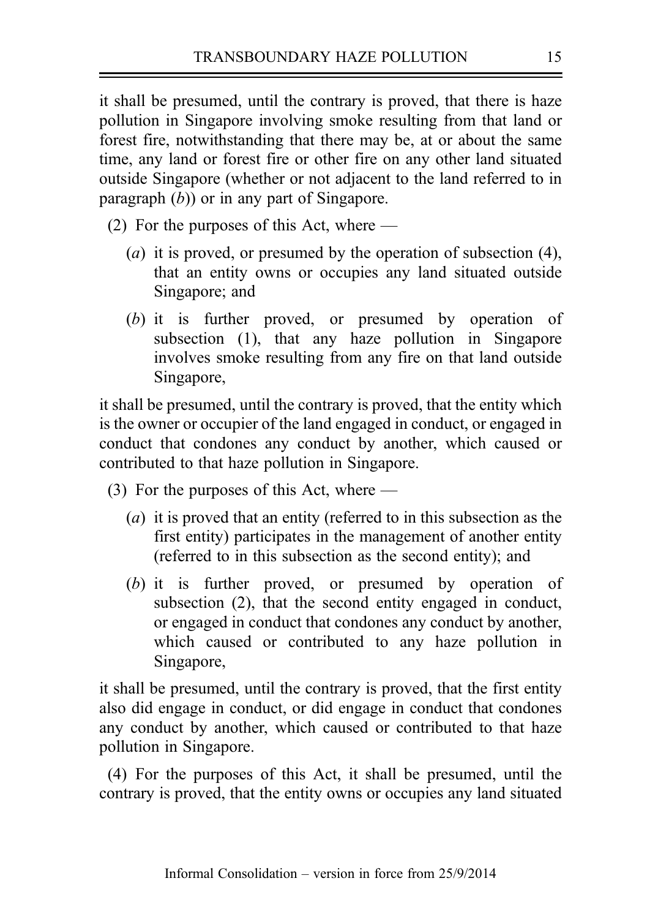it shall be presumed, until the contrary is proved, that there is haze pollution in Singapore involving smoke resulting from that land or forest fire, notwithstanding that there may be, at or about the same time, any land or forest fire or other fire on any other land situated outside Singapore (whether or not adjacent to the land referred to in paragraph (*b*)) or in any part of Singapore.

(2) For the purposes of this Act, where —

(*a*) it is proved, or presumed by the operation of subsection (4), that an entity owns or occupies any land situated outside Singapore; and

(*b*) it is further proved, or presumed by operation of subsection (1), that any haze pollution in Singapore involves smoke resulting from any fire on that land outside Singapore,

it shall be presumed, until the contrary is proved, that the entity which is the owner or occupier of the land engaged in conduct, or engaged in conduct that condones any conduct by another, which caused or contributed to that haze pollution in Singapore.

(3) For the purposes of this Act, where —

(*a*) it is proved that an entity (referred to in this subsection as the first entity) participates in the management of another entity (referred to in this subsection as the second entity); and

(*b*) it is further proved, or presumed by operation of subsection (2), that the second entity engaged in conduct, or engaged in conduct that condones any conduct by another, which caused or contributed to any haze pollution in Singapore,

it shall be presumed, until the contrary is proved, that the first entity also did engage in conduct, or did engage in conduct that condones any conduct by another, which caused or contributed to that haze pollution in Singapore.

(4) For the purposes of this Act, it shall be presumed, until the contrary is proved, that the entity owns or occupies any land situated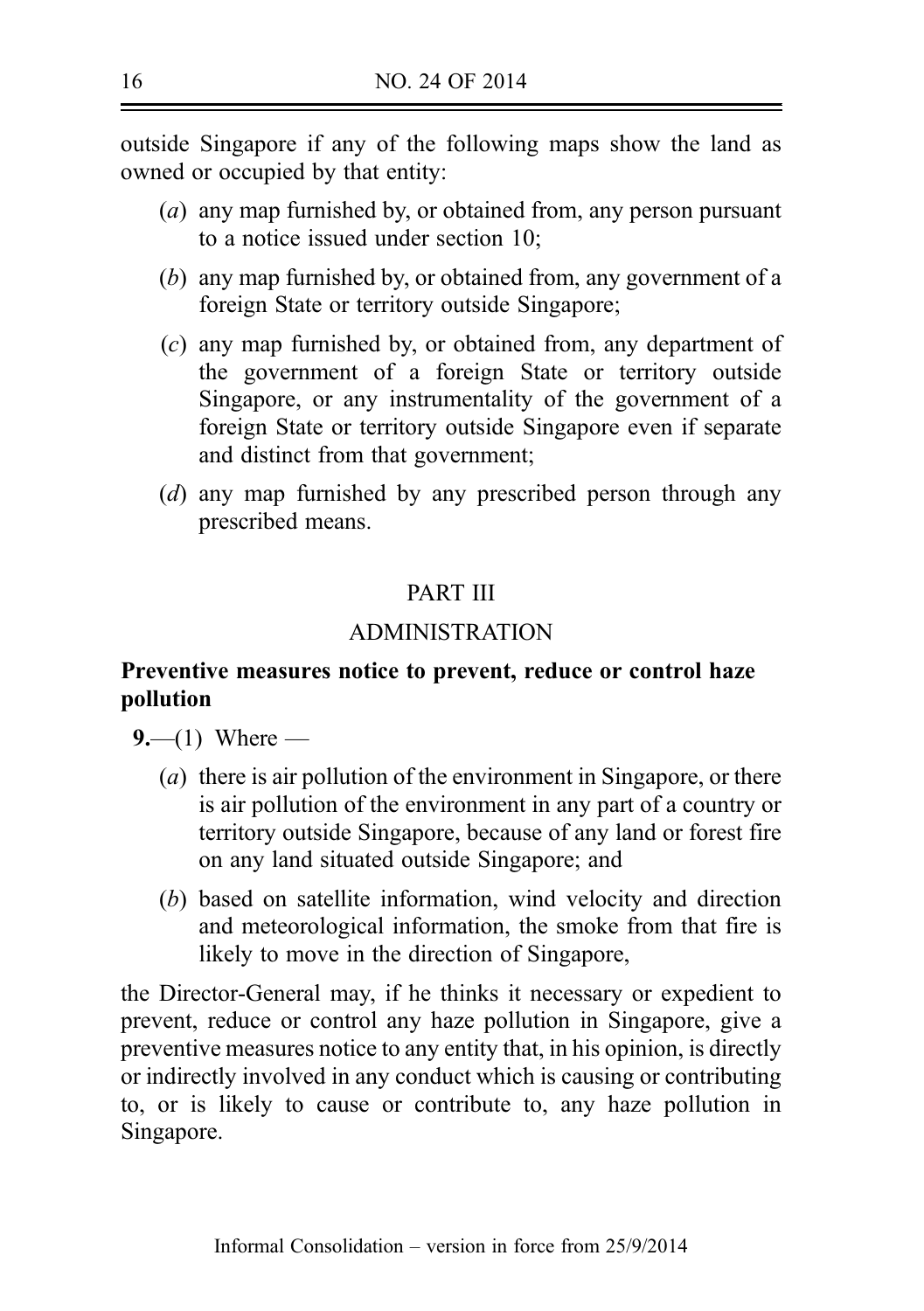outside Singapore if any of the following maps show the land as owned or occupied by that entity:

(*a*) any map furnished by, or obtained from, any person pursuant to a notice issued under section 10;

(*b*) any map furnished by, or obtained from, any government of a foreign State or territory outside Singapore;

(*c*) any map furnished by, or obtained from, any department of the government of a foreign State or territory outside Singapore, or any instrumentality of the government of a foreign State or territory outside Singapore even if separate and distinct from that government;

(*d*) any map furnished by any prescribed person through any prescribed means.

## PART III

## ADMINISTRATION

**Preventive measures notice to prevent, reduce or control haze pollution**

**9.**—(1) Where —

(*a*) there is air pollution of the environment in Singapore, or there is air pollution of the environment in any part of a country or territory outside Singapore, because of any land or forest fire on any land situated outside Singapore; and

(*b*) based on satellite information, wind velocity and direction and meteorological information, the smoke from that fire is likely to move in the direction of Singapore,

the Director-General may, if he thinks it necessary or expedient to prevent, reduce or control any haze pollution in Singapore, give a preventive measures notice to any entity that, in his opinion, is directly or indirectly involved in any conduct which is causing or contributing to, or is likely to cause or contribute to, any haze pollution in Singapore.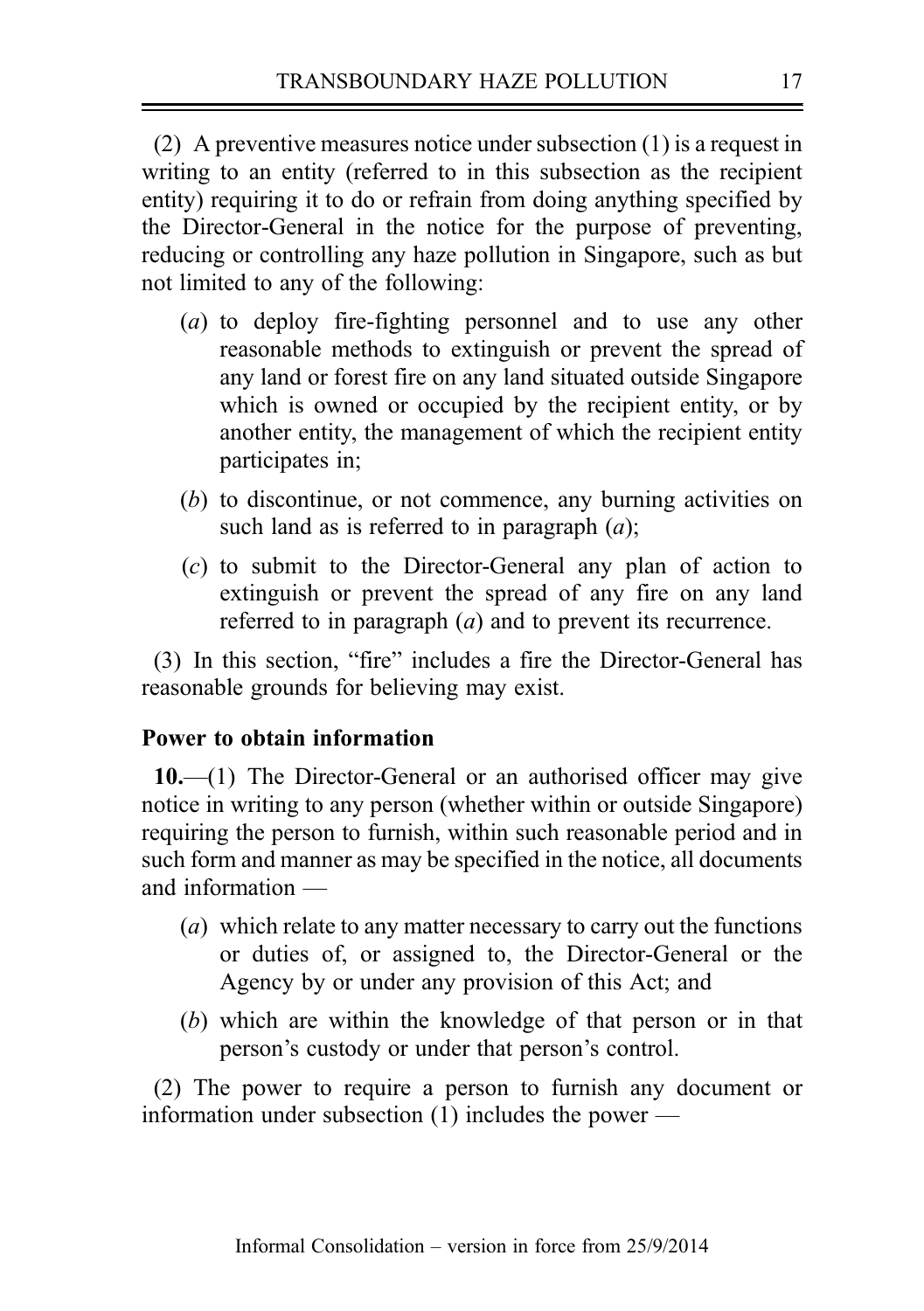(2) A preventive measures notice under subsection (1) is a request in writing to an entity (referred to in this subsection as the recipient entity) requiring it to do or refrain from doing anything specified by the Director-General in the notice for the purpose of preventing, reducing or controlling any haze pollution in Singapore, such as but not limited to any of the following:

- (*a*) to deploy fire-fighting personnel and to use any other reasonable methods to extinguish or prevent the spread of any land or forest fire on any land situated outside Singapore which is owned or occupied by the recipient entity, or by another entity, the management of which the recipient entity participates in;
- (*b*) to discontinue, or not commence, any burning activities on such land as is referred to in paragraph (*a*);
- (*c*) to submit to the Director-General any plan of action to extinguish or prevent the spread of any fire on any land referred to in paragraph (*a*) and to prevent its recurrence.

(3) In this section, "fire" includes a fire the Director-General has reasonable grounds for believing may exist.

**Power to obtain information**

**10.**—(1) The Director-General or an authorised officer may give notice in writing to any person (whether within or outside Singapore) requiring the person to furnish, within such reasonable period and in such form and manner as may be specified in the notice, all documents and information —

- (*a*) which relate to any matter necessary to carry out the functions or duties of, or assigned to, the Director-General or the Agency by or under any provision of this Act; and
- (*b*) which are within the knowledge of that person or in that person's custody or under that person's control.

(2) The power to require a person to furnish any document or information under subsection (1) includes the power —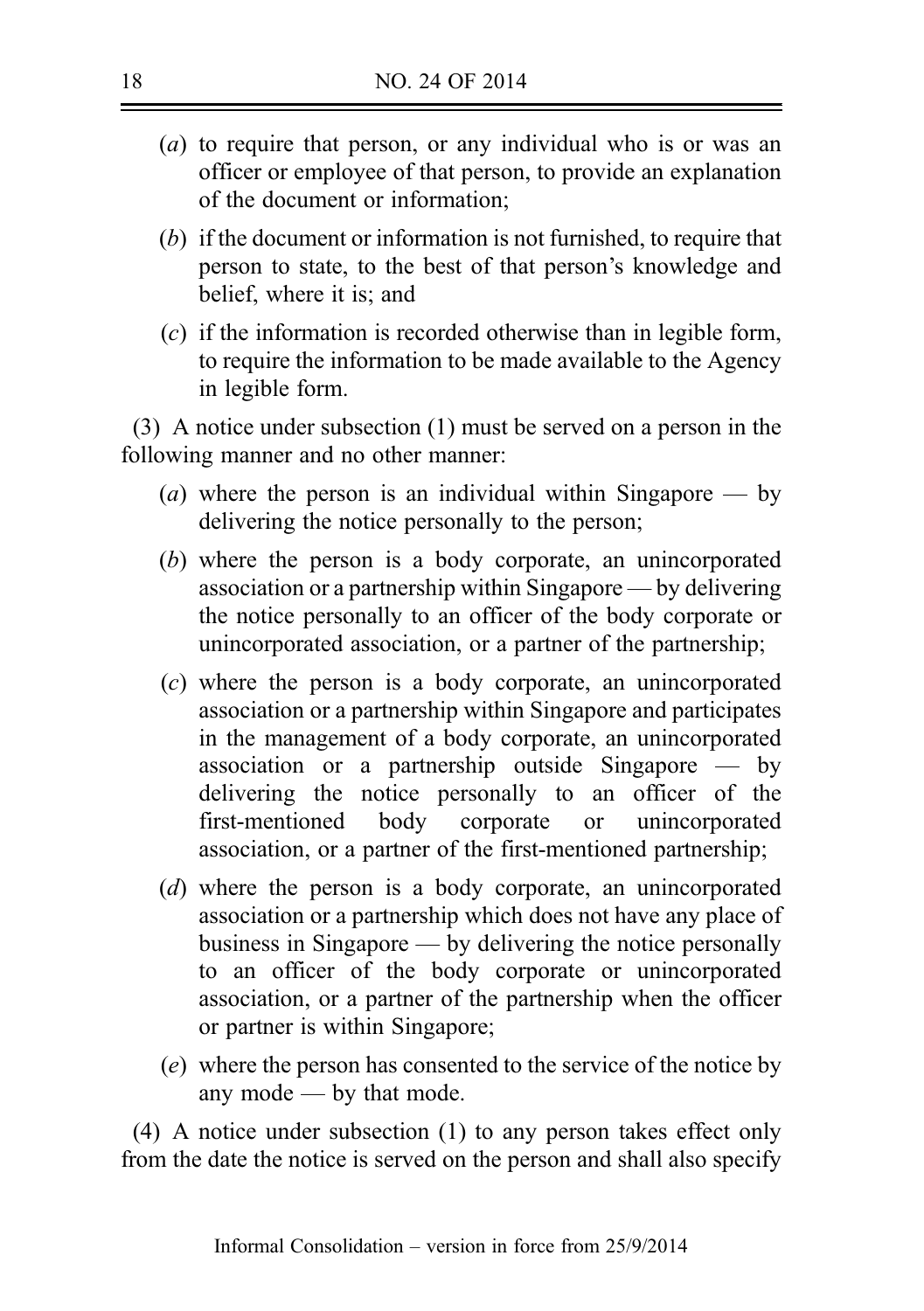(*a*) to require that person, or any individual who is or was an officer or employee of that person, to provide an explanation of the document or information;

(*b*) if the document or information is not furnished, to require that person to state, to the best of that person's knowledge and belief, where it is; and

(*c*) if the information is recorded otherwise than in legible form, to require the information to be made available to the Agency in legible form.

(3) A notice under subsection (1) must be served on a person in the following manner and no other manner:

(*a*) where the person is an individual within Singapore — by delivering the notice personally to the person;

(*b*) where the person is a body corporate, an unincorporated association or a partnership within Singapore — by delivering the notice personally to an officer of the body corporate or unincorporated association, or a partner of the partnership;

(*c*) where the person is a body corporate, an unincorporated association or a partnership within Singapore and participates in the management of a body corporate, an unincorporated association or a partnership outside Singapore — by delivering the notice personally to an officer of the first-mentioned body corporate or unincorporated association, or a partner of the first-mentioned partnership;

(*d*) where the person is a body corporate, an unincorporated association or a partnership which does not have any place of business in Singapore — by delivering the notice personally to an officer of the body corporate or unincorporated association, or a partner of the partnership when the officer or partner is within Singapore;

(*e*) where the person has consented to the service of the notice by any mode — by that mode.

(4) A notice under subsection (1) to any person takes effect only from the date the notice is served on the person and shall also specify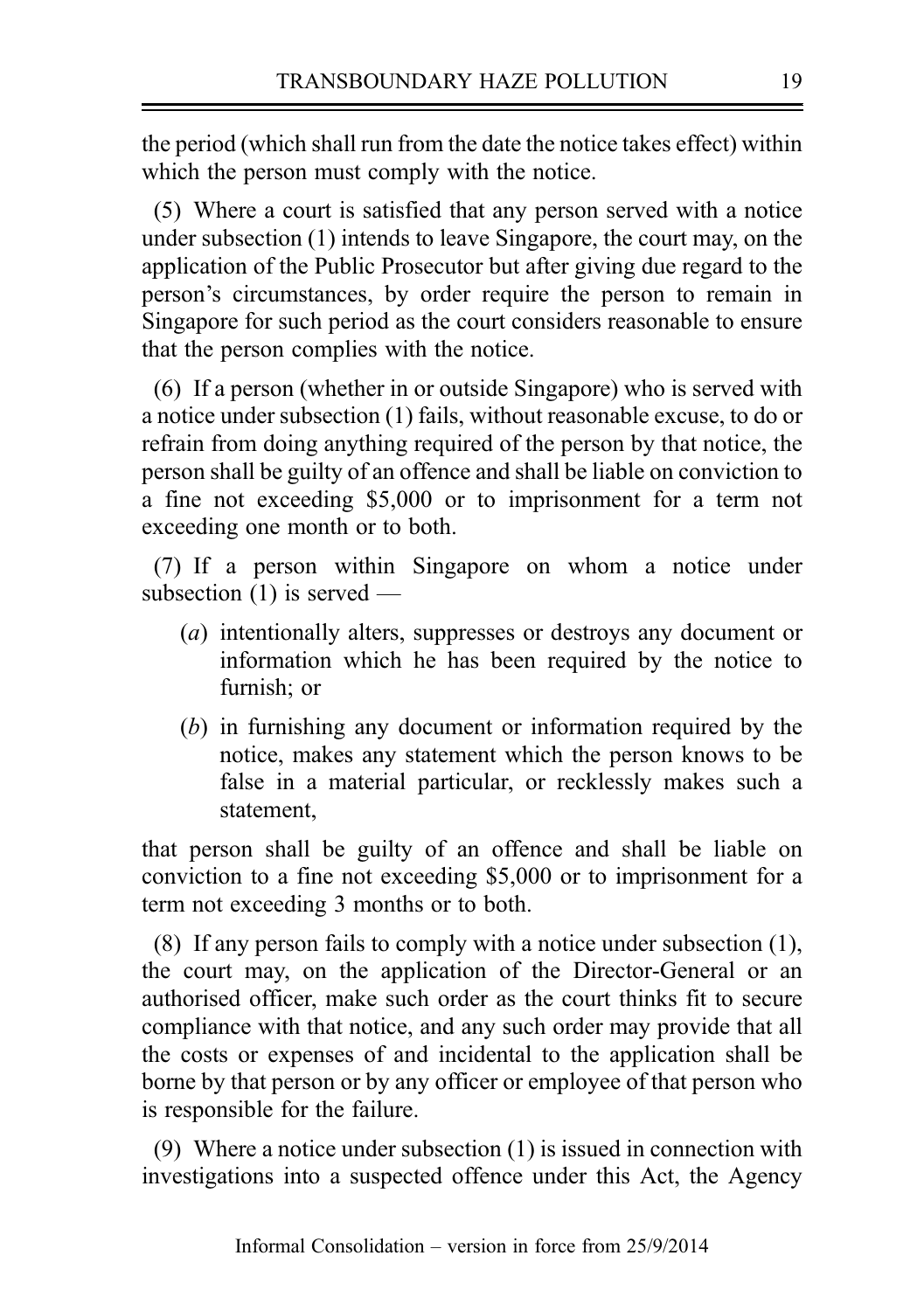the period (which shall run from the date the notice takes effect) within which the person must comply with the notice.

(5) Where a court is satisfied that any person served with a notice under subsection (1) intends to leave Singapore, the court may, on the application of the Public Prosecutor but after giving due regard to the person's circumstances, by order require the person to remain in Singapore for such period as the court considers reasonable to ensure that the person complies with the notice.

(6) If a person (whether in or outside Singapore) who is served with a notice under subsection (1) fails, without reasonable excuse, to do or refrain from doing anything required of the person by that notice, the person shall be guilty of an offence and shall be liable on conviction to a fine not exceeding $5,000 or to imprisonment for a term not exceeding one month or to both.

(7) If a person within Singapore on whom a notice under subsection (1) is served —

- (*a*) intentionally alters, suppresses or destroys any document or information which he has been required by the notice to furnish; or
- (*b*) in furnishing any document or information required by the notice, makes any statement which the person knows to be false in a material particular, or recklessly makes such a statement,

that person shall be guilty of an offence and shall be liable on conviction to a fine not exceeding $5,000 or to imprisonment for a term not exceeding 3 months or to both.

(8) If any person fails to comply with a notice under subsection (1), the court may, on the application of the Director-General or an authorised officer, make such order as the court thinks fit to secure compliance with that notice, and any such order may provide that all the costs or expenses of and incidental to the application shall be borne by that person or by any officer or employee of that person who is responsible for the failure.

(9) Where a notice under subsection (1) is issued in connection with investigations into a suspected offence under this Act, the Agency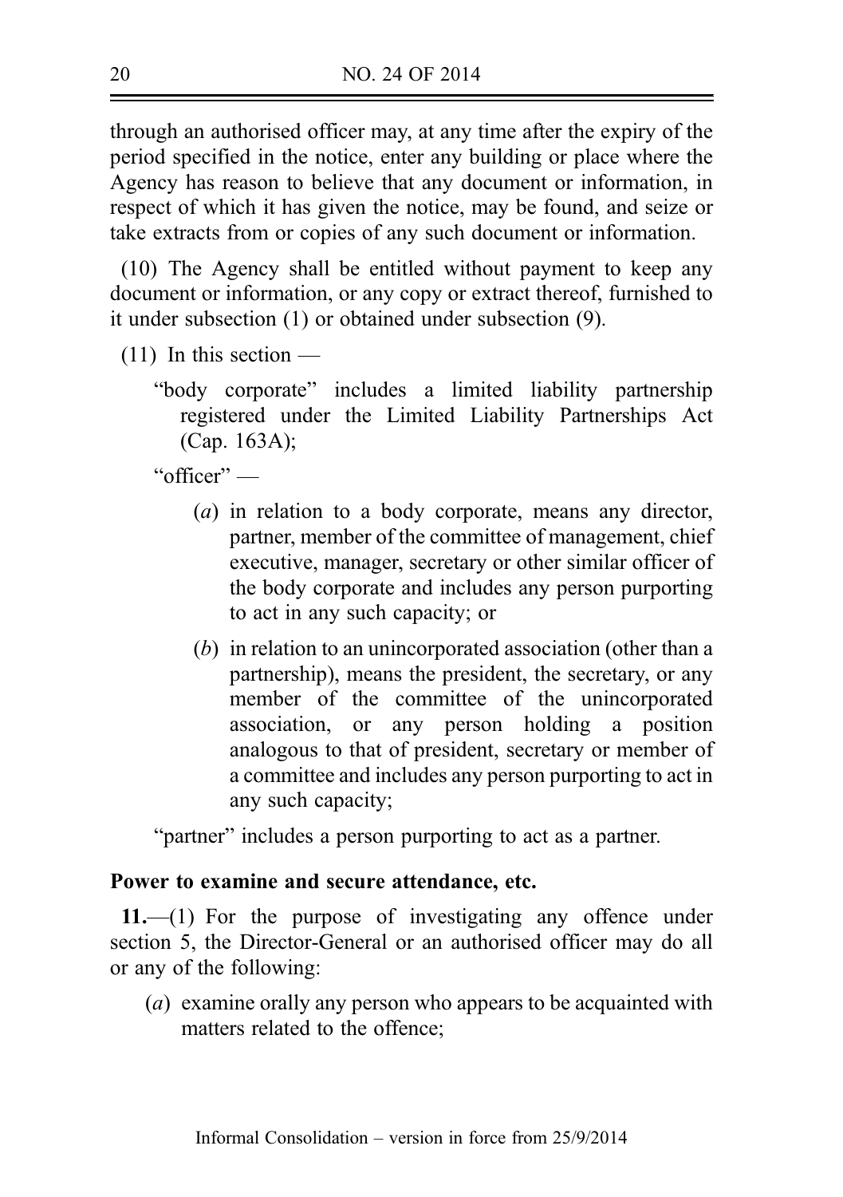through an authorised officer may, at any time after the expiry of the period specified in the notice, enter any building or place where the Agency has reason to believe that any document or information, in respect of which it has given the notice, may be found, and seize or take extracts from or copies of any such document or information.

(10) The Agency shall be entitled without payment to keep any document or information, or any copy or extract thereof, furnished to it under subsection (1) or obtained under subsection (9).

(11) In this section —

"body corporate" includes a limited liability partnership registered under the Limited Liability Partnerships Act (Cap. 163A);

"officer" —

(*a*) in relation to a body corporate, means any director, partner, member of the committee of management, chief executive, manager, secretary or other similar officer of the body corporate and includes any person purporting to act in any such capacity; or

(*b*) in relation to an unincorporated association (other than a partnership), means the president, the secretary, or any member of the committee of the unincorporated association, or any person holding a position analogous to that of president, secretary or member of a committee and includes any person purporting to act in any such capacity;

"partner" includes a person purporting to act as a partner.

**Power to examine and secure attendance, etc.**

**11.**—(1) For the purpose of investigating any offence under section 5, the Director-General or an authorised officer may do all or any of the following:

(*a*) examine orally any person who appears to be acquainted with matters related to the offence;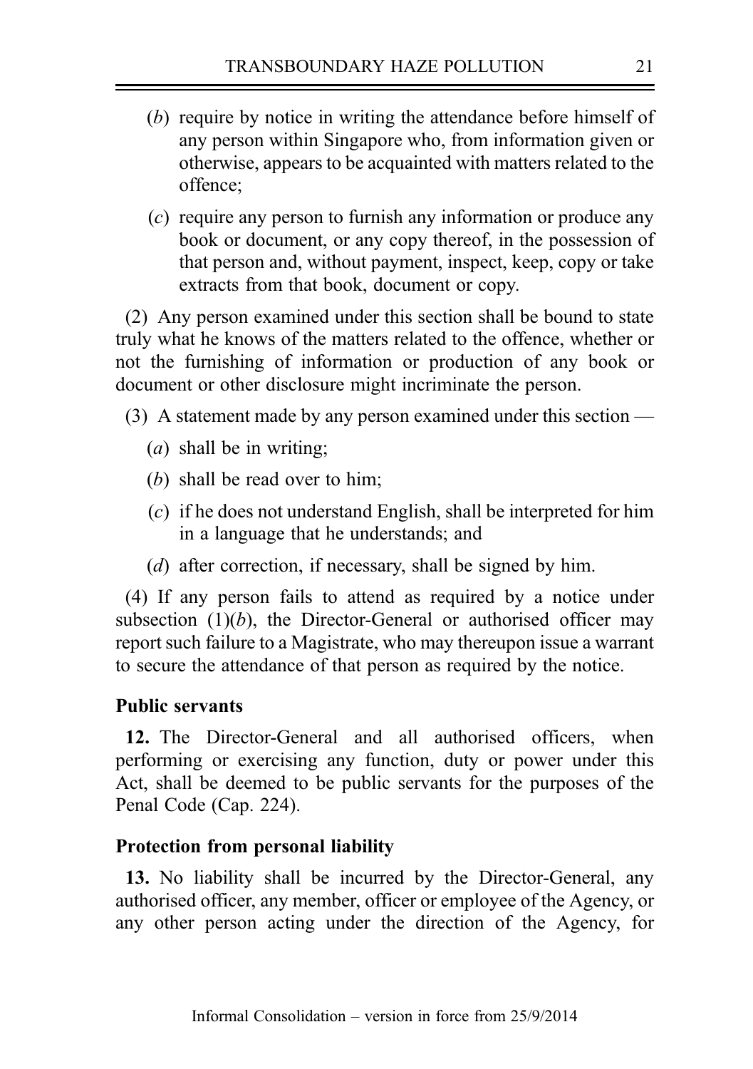(*b*) require by notice in writing the attendance before himself of any person within Singapore who, from information given or otherwise, appears to be acquainted with matters related to the offence;

(*c*) require any person to furnish any information or produce any book or document, or any copy thereof, in the possession of that person and, without payment, inspect, keep, copy or take extracts from that book, document or copy.

(2) Any person examined under this section shall be bound to state truly what he knows of the matters related to the offence, whether or not the furnishing of information or production of any book or document or other disclosure might incriminate the person.

(3) A statement made by any person examined under this section —

(*a*) shall be in writing;

(*b*) shall be read over to him;

(*c*) if he does not understand English, shall be interpreted for him in a language that he understands; and

(*d*) after correction, if necessary, shall be signed by him.

(4) If any person fails to attend as required by a notice under subsection (1)(*b*), the Director-General or authorised officer may report such failure to a Magistrate, who may thereupon issue a warrant to secure the attendance of that person as required by the notice.

**Public servants**

**12.** The Director-General and all authorised officers, when performing or exercising any function, duty or power under this Act, shall be deemed to be public servants for the purposes of the Penal Code (Cap. 224).

**Protection from personal liability**

**13.** No liability shall be incurred by the Director-General, any authorised officer, any member, officer or employee of the Agency, or any other person acting under the direction of the Agency, for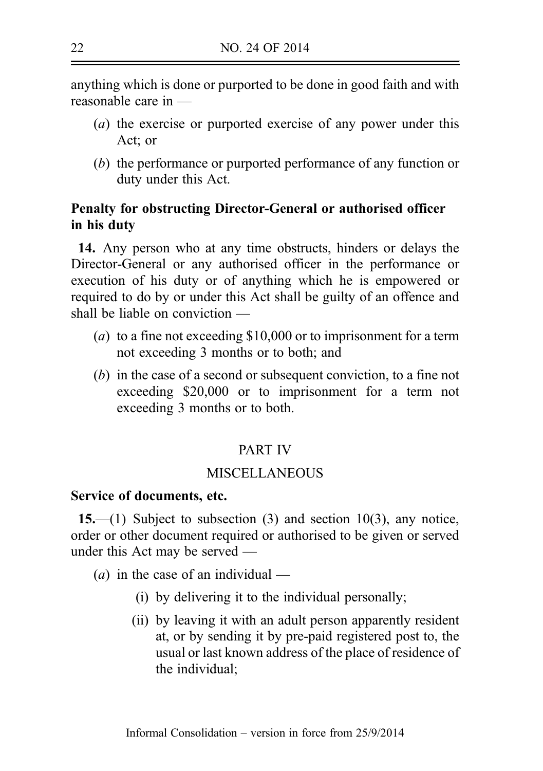anything which is done or purported to be done in good faith and with reasonable care in —

(*a*) the exercise or purported exercise of any power under this Act; or

(*b*) the performance or purported performance of any function or duty under this Act.

**Penalty for obstructing Director-General or authorised officer in his duty**

**14.** Any person who at any time obstructs, hinders or delays the Director-General or any authorised officer in the performance or execution of his duty or of anything which he is empowered or required to do by or under this Act shall be guilty of an offence and shall be liable on conviction —

(*a*) to a fine not exceeding $10,000 or to imprisonment for a term not exceeding 3 months or to both; and

(*b*) in the case of a second or subsequent conviction, to a fine not exceeding $20,000 or to imprisonment for a term not exceeding 3 months or to both.

## PART IV

## MISCELLANEOUS

**Service of documents, etc.**

**15.**—(1) Subject to subsection (3) and section 10(3), any notice, order or other document required or authorised to be given or served under this Act may be served —

(*a*) in the case of an individual —

(i) by delivering it to the individual personally;

(ii) by leaving it with an adult person apparently resident at, or by sending it by pre-paid registered post to, the usual or last known address of the place of residence of the individual;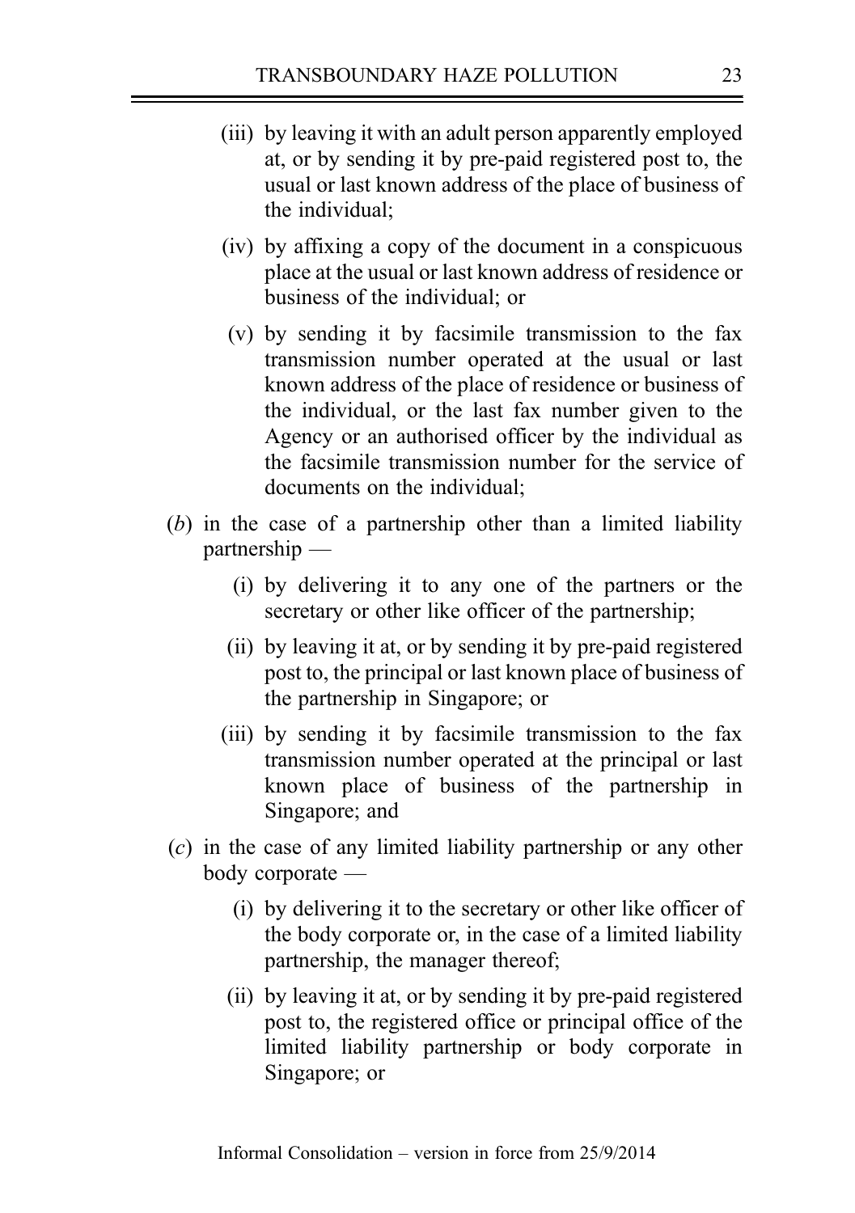(iii) by leaving it with an adult person apparently employed at, or by sending it by pre-paid registered post to, the usual or last known address of the place of business of the individual;

(iv) by affixing a copy of the document in a conspicuous place at the usual or last known address of residence or business of the individual; or

(v) by sending it by facsimile transmission to the fax transmission number operated at the usual or last known address of the place of residence or business of the individual, or the last fax number given to the Agency or an authorised officer by the individual as the facsimile transmission number for the service of documents on the individual;

(*b*) in the case of a partnership other than a limited liability partnership —

(i) by delivering it to any one of the partners or the secretary or other like officer of the partnership;

(ii) by leaving it at, or by sending it by pre-paid registered post to, the principal or last known place of business of the partnership in Singapore; or

(iii) by sending it by facsimile transmission to the fax transmission number operated at the principal or last known place of business of the partnership in Singapore; and

(*c*) in the case of any limited liability partnership or any other body corporate —

(i) by delivering it to the secretary or other like officer of the body corporate or, in the case of a limited liability partnership, the manager thereof;

(ii) by leaving it at, or by sending it by pre-paid registered post to, the registered office or principal office of the limited liability partnership or body corporate in Singapore; or

Informal Consolidation – version in force from 25/9/2014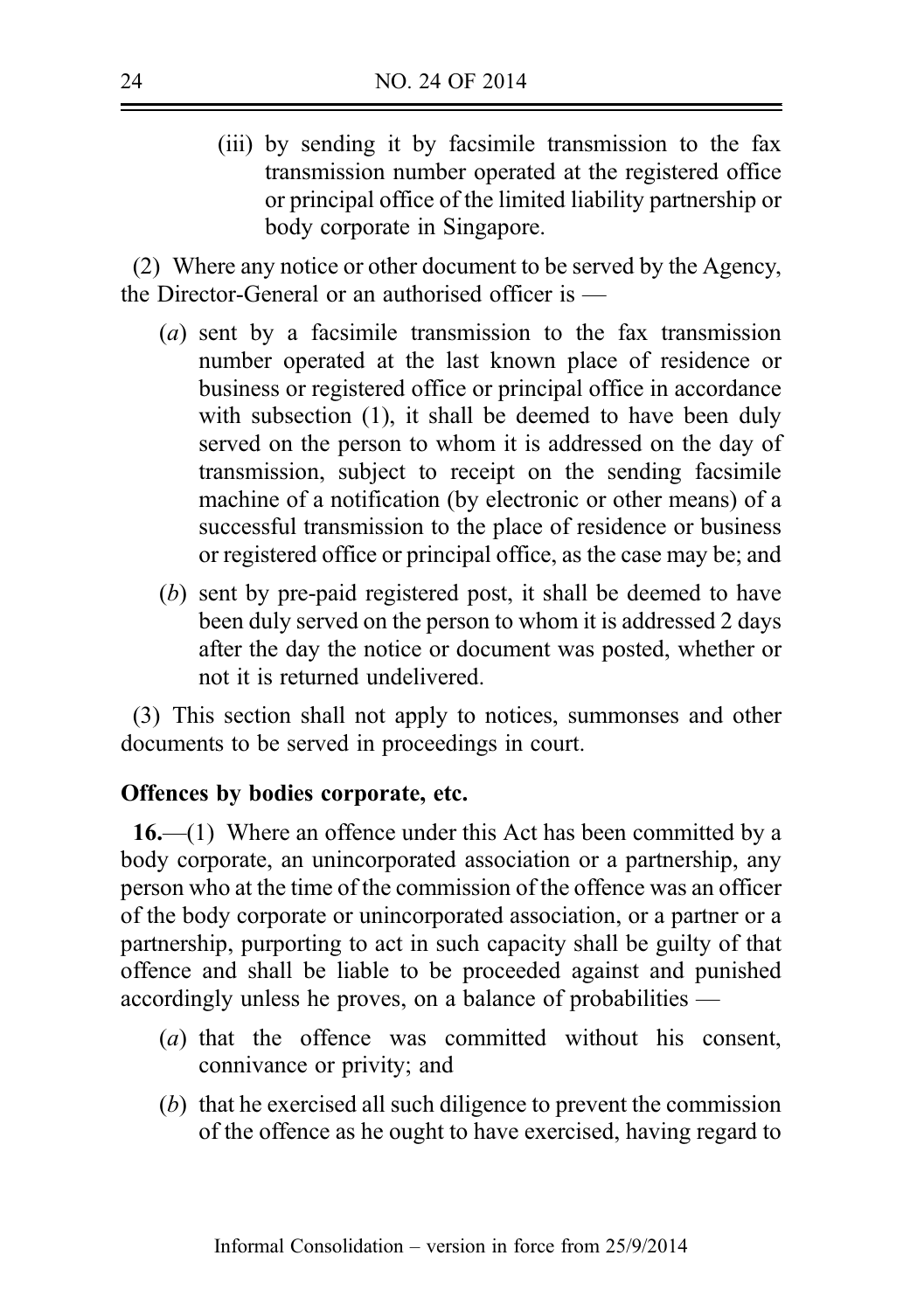(iii) by sending it by facsimile transmission to the fax transmission number operated at the registered office or principal office of the limited liability partnership or body corporate in Singapore.

(2) Where any notice or other document to be served by the Agency, the Director-General or an authorised officer is —

(*a*) sent by a facsimile transmission to the fax transmission number operated at the last known place of residence or business or registered office or principal office in accordance with subsection (1), it shall be deemed to have been duly served on the person to whom it is addressed on the day of transmission, subject to receipt on the sending facsimile machine of a notification (by electronic or other means) of a successful transmission to the place of residence or business or registered office or principal office, as the case may be; and

(*b*) sent by pre-paid registered post, it shall be deemed to have been duly served on the person to whom it is addressed 2 days after the day the notice or document was posted, whether or not it is returned undelivered.

(3) This section shall not apply to notices, summonses and other documents to be served in proceedings in court.

**Offences by bodies corporate, etc.**

**16.**—(1) Where an offence under this Act has been committed by a body corporate, an unincorporated association or a partnership, any person who at the time of the commission of the offence was an officer of the body corporate or unincorporated association, or a partner or a partnership, purporting to act in such capacity shall be guilty of that offence and shall be liable to be proceeded against and punished accordingly unless he proves, on a balance of probabilities —

(*a*) that the offence was committed without his consent, connivance or privity; and

(*b*) that he exercised all such diligence to prevent the commission of the offence as he ought to have exercised, having regard to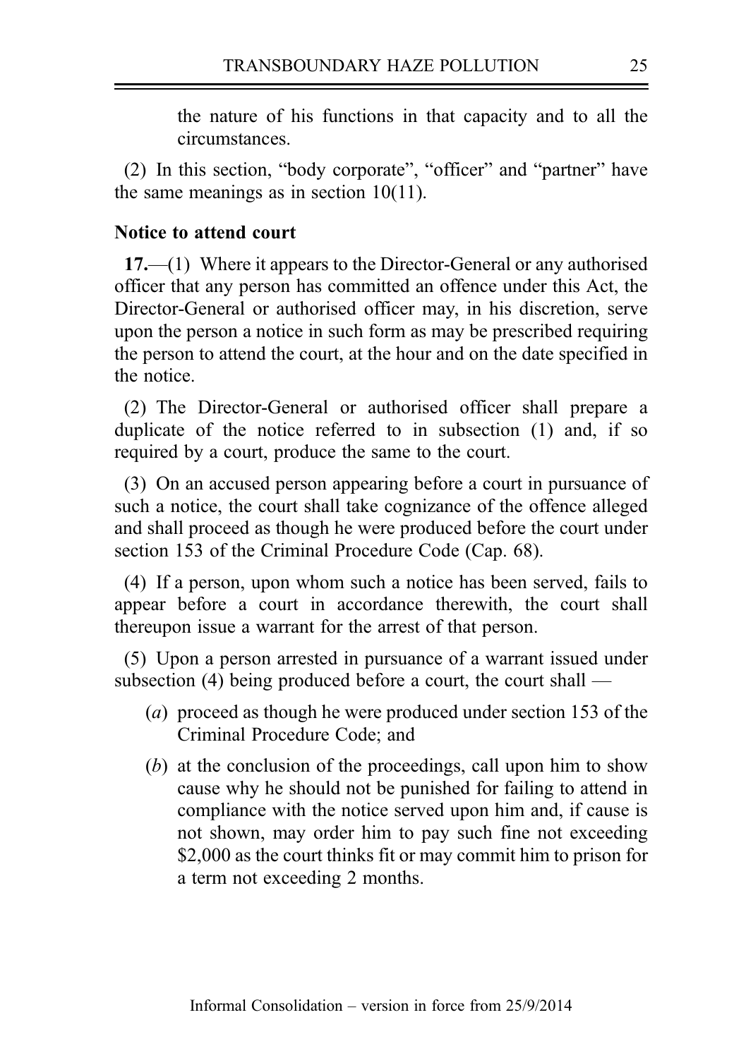the nature of his functions in that capacity and to all the circumstances.

(2) In this section, "body corporate", "officer" and "partner" have the same meanings as in section 10(11).

**Notice to attend court**

**17.**—(1) Where it appears to the Director-General or any authorised officer that any person has committed an offence under this Act, the Director-General or authorised officer may, in his discretion, serve upon the person a notice in such form as may be prescribed requiring the person to attend the court, at the hour and on the date specified in the notice.

(2) The Director-General or authorised officer shall prepare a duplicate of the notice referred to in subsection (1) and, if so required by a court, produce the same to the court.

(3) On an accused person appearing before a court in pursuance of such a notice, the court shall take cognizance of the offence alleged and shall proceed as though he were produced before the court under section 153 of the Criminal Procedure Code (Cap. 68).

(4) If a person, upon whom such a notice has been served, fails to appear before a court in accordance therewith, the court shall thereupon issue a warrant for the arrest of that person.

(5) Upon a person arrested in pursuance of a warrant issued under subsection (4) being produced before a court, the court shall —

- (*a*) proceed as though he were produced under section 153 of the Criminal Procedure Code; and
- (*b*) at the conclusion of the proceedings, call upon him to show cause why he should not be punished for failing to attend in compliance with the notice served upon him and, if cause is not shown, may order him to pay such fine not exceeding $2,000 as the court thinks fit or may commit him to prison for a term not exceeding 2 months.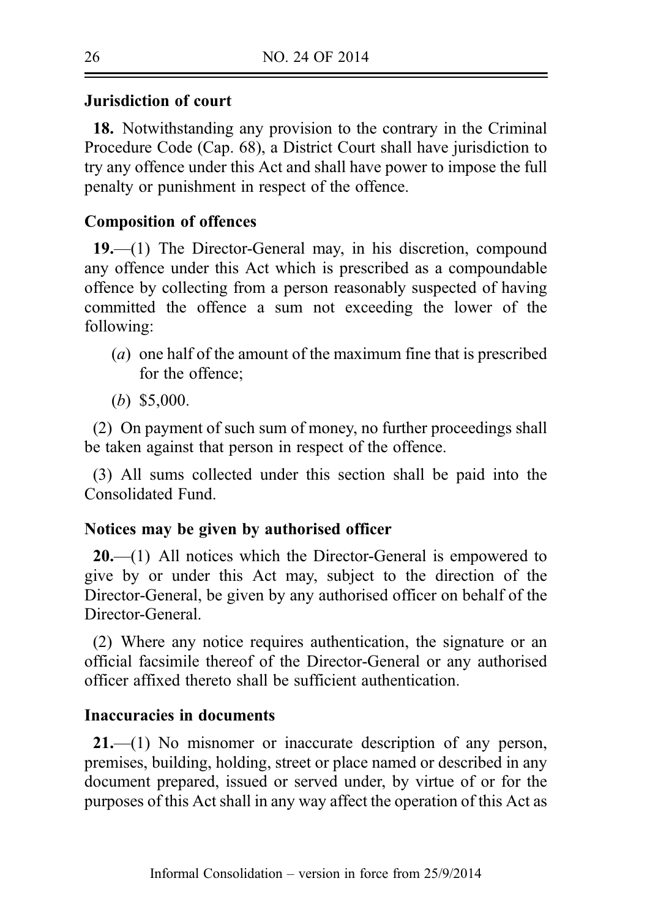### Jurisdiction of court

**18.** Notwithstanding any provision to the contrary in the Criminal Procedure Code (Cap. 68), a District Court shall have jurisdiction to try any offence under this Act and shall have power to impose the full penalty or punishment in respect of the offence.

### Composition of offences

**19.**—(1) The Director-General may, in his discretion, compound any offence under this Act which is prescribed as a compoundable offence by collecting from a person reasonably suspected of having committed the offence a sum not exceeding the lower of the following:

- (*a*) one half of the amount of the maximum fine that is prescribed for the offence;
- (*b*) \$5,000.

(2) On payment of such sum of money, no further proceedings shall be taken against that person in respect of the offence.

(3) All sums collected under this section shall be paid into the Consolidated Fund.

### Notices may be given by authorised officer

**20.**—(1) All notices which the Director-General is empowered to give by or under this Act may, subject to the direction of the Director-General, be given by any authorised officer on behalf of the Director-General.

(2) Where any notice requires authentication, the signature or an official facsimile thereof of the Director-General or any authorised officer affixed thereto shall be sufficient authentication.

### Inaccuracies in documents

**21.**—(1) No misnomer or inaccurate description of any person, premises, building, holding, street or place named or described in any document prepared, issued or served under, by virtue of or for the purposes of this Act shall in any way affect the operation of this Act as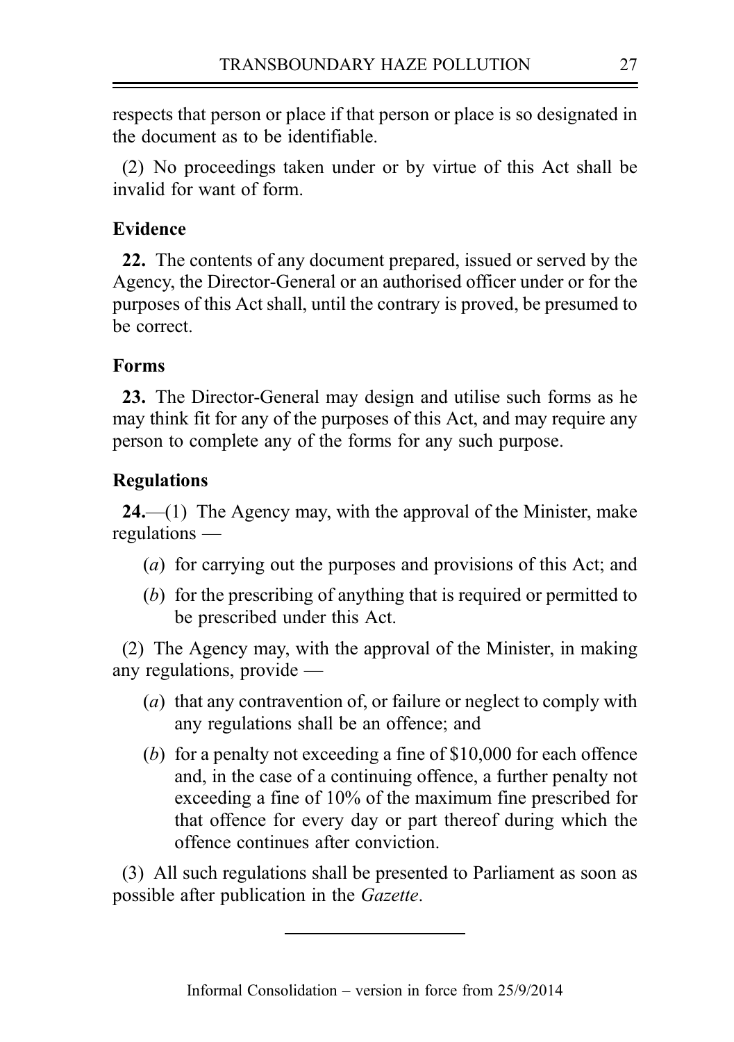respects that person or place if that person or place is so designated in the document as to be identifiable.

(2) No proceedings taken under or by virtue of this Act shall be invalid for want of form.

**Evidence**

**22.** The contents of any document prepared, issued or served by the Agency, the Director-General or an authorised officer under or for the purposes of this Act shall, until the contrary is proved, be presumed to be correct.

**Forms**

**23.** The Director-General may design and utilise such forms as he may think fit for any of the purposes of this Act, and may require any person to complete any of the forms for any such purpose.

**Regulations**

**24.**—(1) The Agency may, with the approval of the Minister, make regulations —

- (*a*) for carrying out the purposes and provisions of this Act; and
- (*b*) for the prescribing of anything that is required or permitted to be prescribed under this Act.

(2) The Agency may, with the approval of the Minister, in making any regulations, provide —

- (*a*) that any contravention of, or failure or neglect to comply with any regulations shall be an offence; and
- (*b*) for a penalty not exceeding a fine of $10,000 for each offence and, in the case of a continuing offence, a further penalty not exceeding a fine of 10% of the maximum fine prescribed for that offence for every day or part thereof during which the offence continues after conviction.

(3) All such regulations shall be presented to Parliament as soon as possible after publication in the *Gazette*.

---

Informal Consolidation – version in force from 25/9/2014